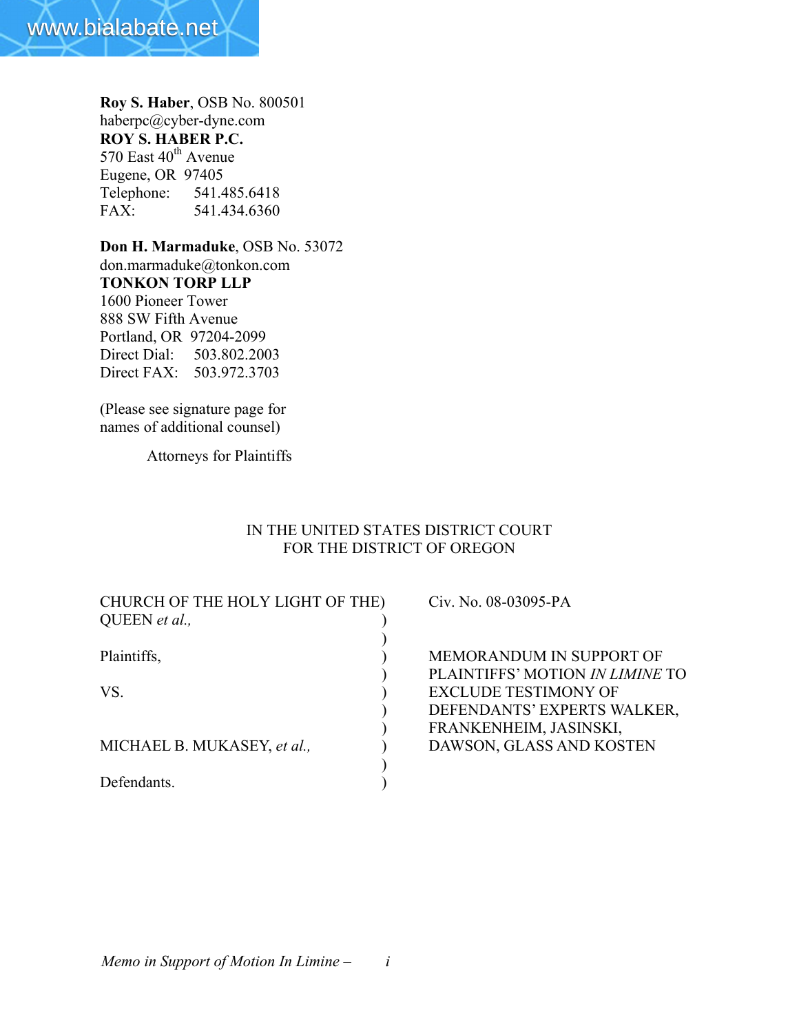**Roy S. Haber**, OSB No. 800501
haberpc@cyber-dyne.com
**ROY S. HABER P.C.**
570 East 40th Avenue
Eugene, OR 97405
Telephone: 541.485.6418
FAX: 541.434.6360

**Don H. Marmaduke**, OSB No. 53072
don.marmaduke@tonkon.com
**TONKON TORP LLP**
1600 Pioneer Tower
888 SW Fifth Avenue
Portland, OR 97204-2099
Direct Dial: 503.802.2003
Direct FAX: 503.972.3703

(Please see signature page for names of additional counsel)

Attorneys for Plaintiffs

IN THE UNITED STATES DISTRICT COURT
FOR THE DISTRICT OF OREGON

| | |
|---|---|
| CHURCH OF THE HOLY LIGHT OF THE QUEEN *et al.,* | Civ. No. 08-03095-PA |
| Plaintiffs, | MEMORANDUM IN SUPPORT OF PLAINTIFFS' MOTION *IN LIMINE* TO EXCLUDE TESTIMONY OF DEFENDANTS' EXPERTS WALKER, FRANKENHEIM, JASINSKI, DAWSON, GLASS AND KOSTEN |
| VS. | |
| MICHAEL B. MUKASEY, *et al.,* | |
| Defendants. | |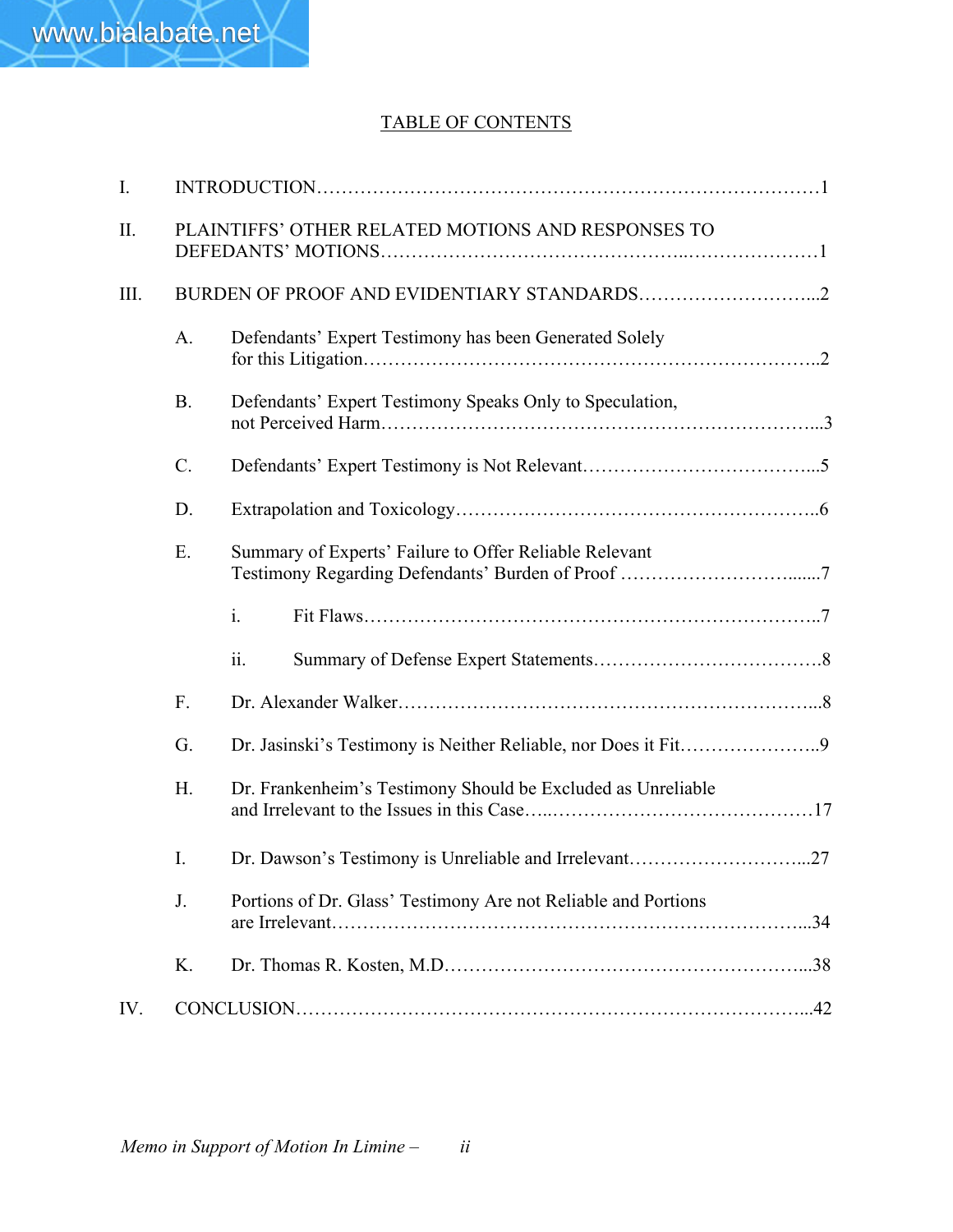# TABLE OF CONTENTS

I. INTRODUCTION……………………………………………………………………………1

II. PLAINTIFFS' OTHER RELATED MOTIONS AND RESPONSES TO DEFENDANTS' MOTIONS………………………………………..…………………1

III. BURDEN OF PROOF AND EVIDENTIARY STANDARDS………………………...2

- A. Defendants' Expert Testimony has been Generated Solely for this Litigation……………………………………………………………..2
- B. Defendants' Expert Testimony Speaks Only to Speculation, not Perceived Harm…………………………………………………………...3
- C. Defendants' Expert Testimony is Not Relevant………………………………...5
- D. Extrapolation and Toxicology…………………………………………………..6
- E. Summary of Experts' Failure to Offer Reliable Relevant Testimony Regarding Defendants' Burden of Proof ……………………….......7
  - i. Fit Flaws………………………………………………………………..7
  - ii. Summary of Defense Expert Statements……………………………….8
- F. Dr. Alexander Walker……………………………………………………………...8
- G. Dr. Jasinski's Testimony is Neither Reliable, nor Does it Fit…………………..9
- H. Dr. Frankenheim's Testimony Should be Excluded as Unreliable and Irrelevant to the Issues in this Case…..……………………………………17
- I. Dr. Dawson's Testimony is Unreliable and Irrelevant………………………...27
- J. Portions of Dr. Glass' Testimony Are not Reliable and Portions are Irrelevant…………………………………………………………………...34
- K. Dr. Thomas R. Kosten, M.D……………………………………………………...38

IV. CONCLUSION……………………………………………………………………………...42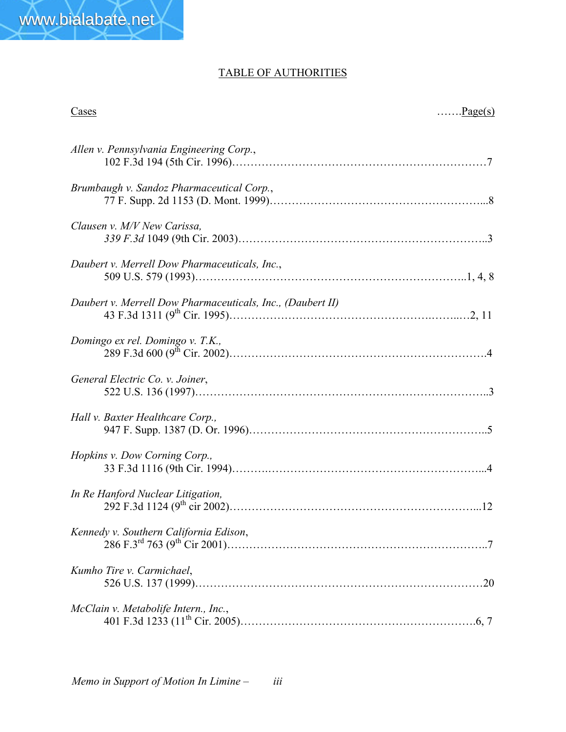# TABLE OF AUTHORITIES

Cases …….Page(s)

*Allen v. Pennsylvania Engineering Corp.*,
102 F.3d 194 (5th Cir. 1996)……………………………………………………………7

*Brumbaugh v. Sandoz Pharmaceutical Corp.*,
77 F. Supp. 2d 1153 (D. Mont. 1999)………………………………………………...8

*Clausen v. M/V New Carissa,*
*339 F.3d* 1049 (9th Cir. 2003)………………………………………………………..3

*Daubert v. Merrell Dow Pharmaceuticals, Inc.*,
509 U.S. 579 (1993)……………………………………………………………..1, 4, 8

*Daubert v. Merrell Dow Pharmaceuticals, Inc., (Daubert II)*
43 F.3d 1311 (9th Cir. 1995)……………………………………….……...2, 11

*Domingo ex rel. Domingo v. T.K.,*
289 F.3d 600 (9th Cir. 2002)……………………………………………………………4

*General Electric Co. v. Joiner*,
522 U.S. 136 (1997)………………………………………………………………...3

*Hall v. Baxter Healthcare Corp.,*
947 F. Supp. 1387 (D. Or. 1996)……………………………………………………..5

*Hopkins v. Dow Corning Corp.,*
33 F.3d 1116 (9th Cir. 1994)……….…………………………………………………...4

*In Re Hanford Nuclear Litigation,*
292 F.3d 1124 (9th cir 2002)…………………………………………………………...12

*Kennedy v. Southern California Edison*,
286 F.3rd 763 (9th Cir 2001)……………………………………………………………..7

*Kumho Tire v. Carmichael*,
526 U.S. 137 (1999)……………………………………………………………………20

*McClain v. Metabolife Intern., Inc.*,
401 F.3d 1233 (11th Cir. 2005)………………………………………………………6, 7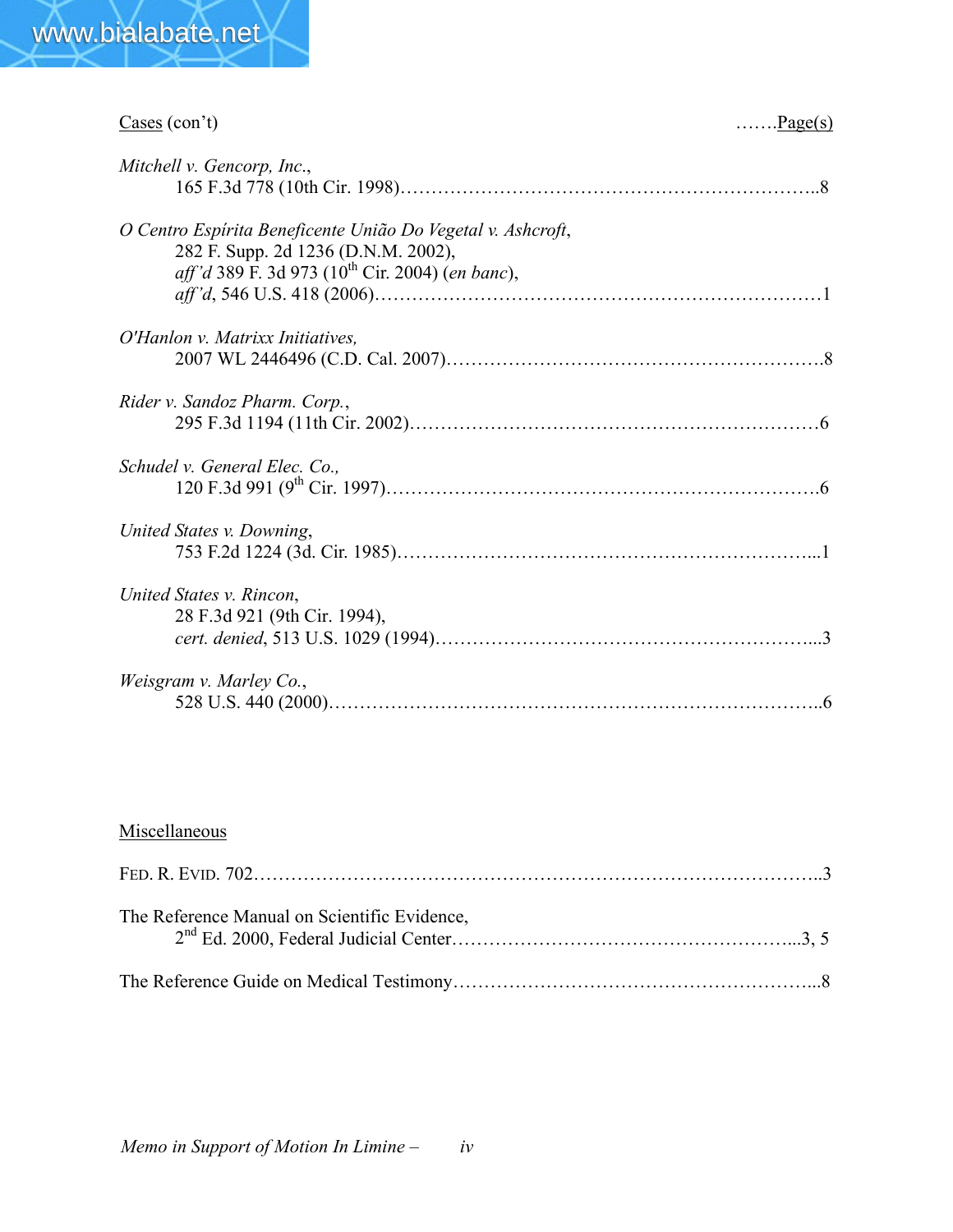Cases (con't) …….Page(s)

*Mitchell v. Gencorp, Inc.*,
165 F.3d 778 (10th Cir. 1998)…………………………………………………………..8

*O Centro Espírita Beneficente União Do Vegetal v. Ashcroft*,
282 F. Supp. 2d 1236 (D.N.M. 2002),
*aff'd* 389 F. 3d 973 (10th Cir. 2004) (*en banc*),
*aff'd*, 546 U.S. 418 (2006)……………………………………………………………1

*O'Hanlon v. Matrixx Initiatives,*
2007 WL 2446496 (C.D. Cal. 2007)……………………………………………….8

*Rider v. Sandoz Pharm. Corp.*,
295 F.3d 1194 (11th Cir. 2002)…………………………………………………………6

*Schudel v. General Elec. Co.,*
120 F.3d 991 (9th Cir. 1997)……………………………………………………………6

*United States v. Downing*,
753 F.2d 1224 (3d. Cir. 1985)…………………………………………………………...1

*United States v. Rincon*,
28 F.3d 921 (9th Cir. 1994),
*cert. denied*, 513 U.S. 1029 (1994)……………………………………………………...3

*Weisgram v. Marley Co.*,
528 U.S. 440 (2000)……………………………………………………………………..6

Miscellaneous

FED. R. EVID. 702……………………………………………………………………………..3

The Reference Manual on Scientific Evidence,
2nd Ed. 2000, Federal Judicial Center………………………………………………...3, 5

The Reference Guide on Medical Testimony…………………………………………………...8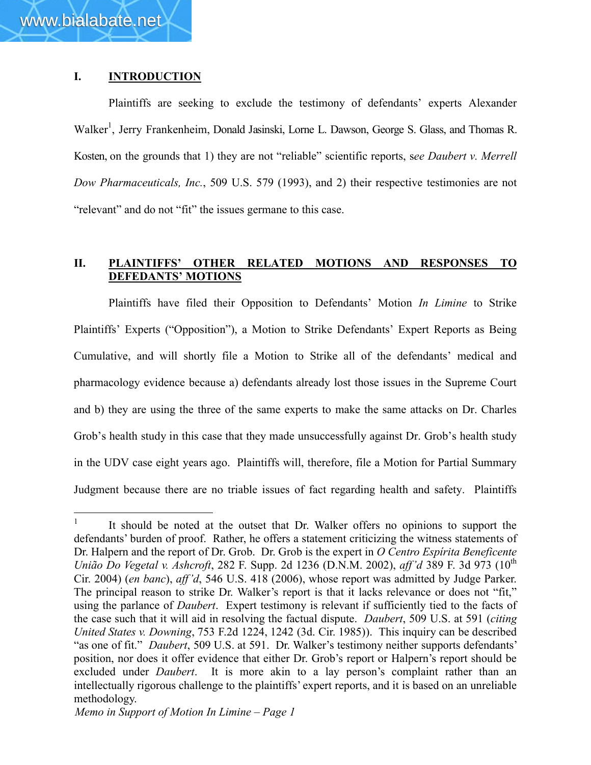## I. INTRODUCTION

Plaintiffs are seeking to exclude the testimony of defendants' experts Alexander Walker[1], Jerry Frankenheim, Donald Jasinski, Lorne L. Dawson, George S. Glass, and Thomas R. Kosten, on the grounds that 1) they are not "reliable" scientific reports, s*ee Daubert v. Merrell Dow Pharmaceuticals, Inc.*, 509 U.S. 579 (1993), and 2) their respective testimonies are not "relevant" and do not "fit" the issues germane to this case.

## II. PLAINTIFFS' OTHER RELATED MOTIONS AND RESPONSES TO DEFEDANTS' MOTIONS

Plaintiffs have filed their Opposition to Defendants' Motion *In Limine* to Strike Plaintiffs' Experts ("Opposition"), a Motion to Strike Defendants' Expert Reports as Being Cumulative, and will shortly file a Motion to Strike all of the defendants' medical and pharmacology evidence because a) defendants already lost those issues in the Supreme Court and b) they are using the three of the same experts to make the same attacks on Dr. Charles Grob's health study in this case that they made unsuccessfully against Dr. Grob's health study in the UDV case eight years ago. Plaintiffs will, therefore, file a Motion for Partial Summary Judgment because there are no triable issues of fact regarding health and safety. Plaintiffs

---

[1] It should be noted at the outset that Dr. Walker offers no opinions to support the defendants' burden of proof. Rather, he offers a statement criticizing the witness statements of Dr. Halpern and the report of Dr. Grob. Dr. Grob is the expert in *O Centro Espírita Beneficente União Do Vegetal v. Ashcroft*, 282 F. Supp. 2d 1236 (D.N.M. 2002), *aff'd* 389 F. 3d 973 (10th Cir. 2004) (*en banc*), *aff'd*, 546 U.S. 418 (2006), whose report was admitted by Judge Parker. The principal reason to strike Dr. Walker's report is that it lacks relevance or does not "fit," using the parlance of *Daubert*. Expert testimony is relevant if sufficiently tied to the facts of the case such that it will aid in resolving the factual dispute. *Daubert*, 509 U.S. at 591 (*citing United States v. Downing*, 753 F.2d 1224, 1242 (3d. Cir. 1985)). This inquiry can be described "as one of fit." *Daubert*, 509 U.S. at 591. Dr. Walker's testimony neither supports defendants' position, nor does it offer evidence that either Dr. Grob's report or Halpern's report should be excluded under *Daubert*. It is more akin to a lay person's complaint rather than an intellectually rigorous challenge to the plaintiffs' expert reports, and it is based on an unreliable methodology.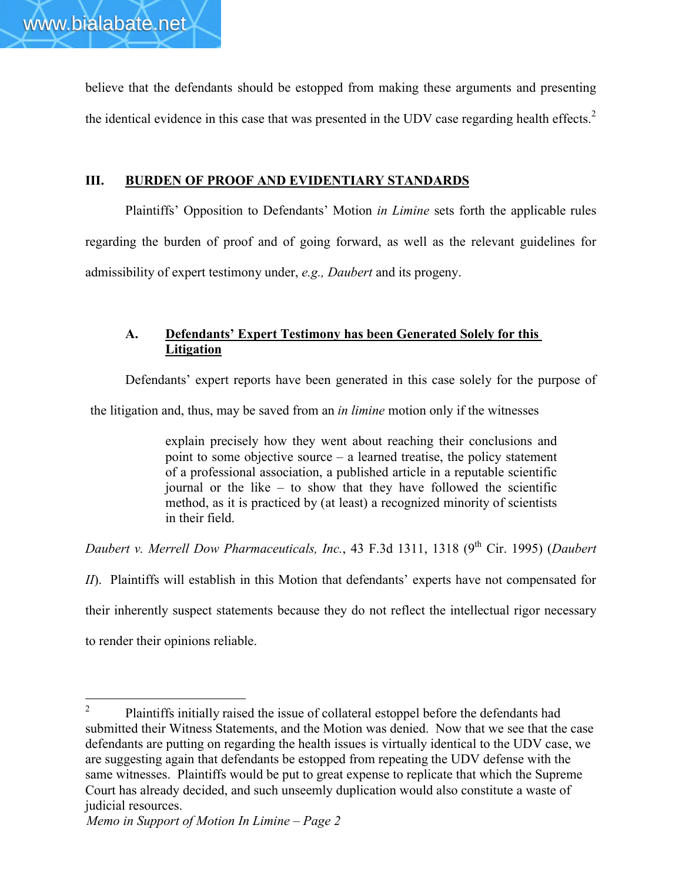believe that the defendants should be estopped from making these arguments and presenting the identical evidence in this case that was presented in the UDV case regarding health effects.[2]

## III. BURDEN OF PROOF AND EVIDENTIARY STANDARDS

Plaintiffs' Opposition to Defendants' Motion *in Limine* sets forth the applicable rules regarding the burden of proof and of going forward, as well as the relevant guidelines for admissibility of expert testimony under, *e.g., Daubert* and its progeny.

### A. Defendants' Expert Testimony has been Generated Solely for this Litigation

Defendants' expert reports have been generated in this case solely for the purpose of the litigation and, thus, may be saved from an *in limine* motion only if the witnesses

> explain precisely how they went about reaching their conclusions and point to some objective source – a learned treatise, the policy statement of a professional association, a published article in a reputable scientific journal or the like – to show that they have followed the scientific method, as it is practiced by (at least) a recognized minority of scientists in their field.

*Daubert v. Merrell Dow Pharmaceuticals, Inc.*, 43 F.3d 1311, 1318 (9th Cir. 1995) (*Daubert II*). Plaintiffs will establish in this Motion that defendants' experts have not compensated for their inherently suspect statements because they do not reflect the intellectual rigor necessary to render their opinions reliable.

---

[2] Plaintiffs initially raised the issue of collateral estoppel before the defendants had submitted their Witness Statements, and the Motion was denied. Now that we see that the case defendants are putting on regarding the health issues is virtually identical to the UDV case, we are suggesting again that defendants be estopped from repeating the UDV defense with the same witnesses. Plaintiffs would be put to great expense to replicate that which the Supreme Court has already decided, and such unseemly duplication would also constitute a waste of judicial resources.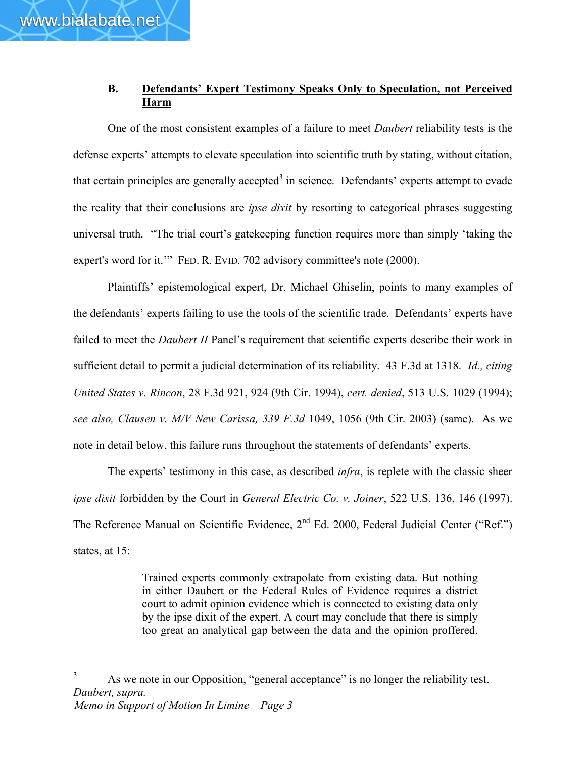### B. <u>Defendants' Expert Testimony Speaks Only to Speculation, not Perceived Harm</u>

One of the most consistent examples of a failure to meet *Daubert* reliability tests is the defense experts' attempts to elevate speculation into scientific truth by stating, without citation, that certain principles are generally accepted[3] in science. Defendants' experts attempt to evade the reality that their conclusions are *ipse dixit* by resorting to categorical phrases suggesting universal truth. "The trial court's gatekeeping function requires more than simply 'taking the expert's word for it.'" FED. R. EVID. 702 advisory committee's note (2000).

Plaintiffs' epistemological expert, Dr. Michael Ghiselin, points to many examples of the defendants' experts failing to use the tools of the scientific trade. Defendants' experts have failed to meet the *Daubert II* Panel's requirement that scientific experts describe their work in sufficient detail to permit a judicial determination of its reliability. 43 F.3d at 1318. *Id., citing United States v. Rincon*, 28 F.3d 921, 924 (9th Cir. 1994), *cert. denied*, 513 U.S. 1029 (1994); *see also, Clausen v. M/V New Carissa, 339 F.3d* 1049, 1056 (9th Cir. 2003) (same). As we note in detail below, this failure runs throughout the statements of defendants' experts.

The experts' testimony in this case, as described *infra*, is replete with the classic sheer *ipse dixit* forbidden by the Court in *General Electric Co. v. Joiner*, 522 U.S. 136, 146 (1997). The Reference Manual on Scientific Evidence, 2nd Ed. 2000, Federal Judicial Center ("Ref.") states, at 15:

> Trained experts commonly extrapolate from existing data. But nothing in either Daubert or the Federal Rules of Evidence requires a district court to admit opinion evidence which is connected to existing data only by the ipse dixit of the expert. A court may conclude that there is simply too great an analytical gap between the data and the opinion proffered.

---

[3] As we note in our Opposition, "general acceptance" is no longer the reliability test. *Daubert, supra.*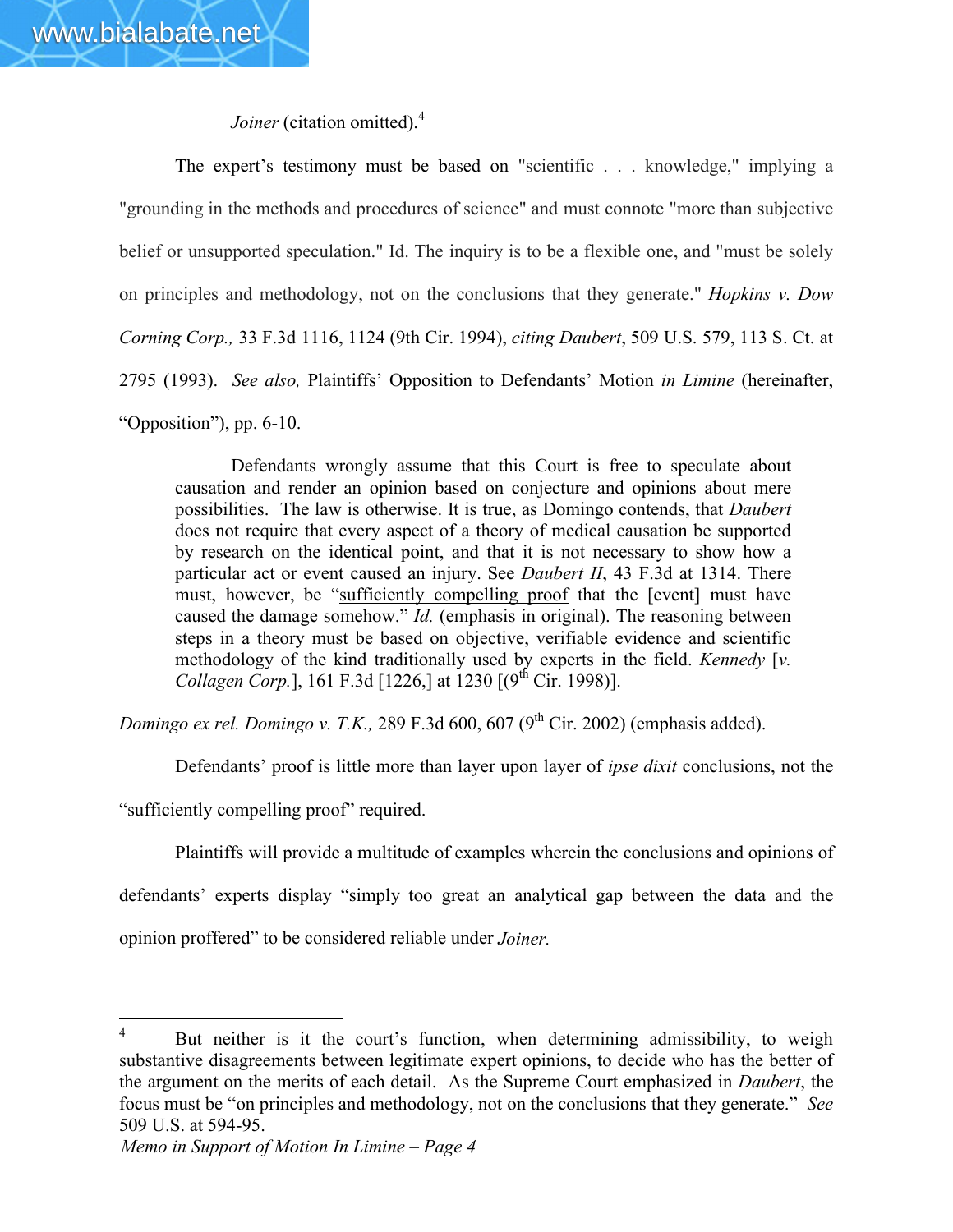*Joiner* (citation omitted).[4]

The expert's testimony must be based on "scientific . . . knowledge," implying a "grounding in the methods and procedures of science" and must connote "more than subjective belief or unsupported speculation." Id. The inquiry is to be a flexible one, and "must be solely on principles and methodology, not on the conclusions that they generate." *Hopkins v. Dow Corning Corp.,* 33 F.3d 1116, 1124 (9th Cir. 1994), *citing Daubert*, 509 U.S. 579, 113 S. Ct. at 2795 (1993). *See also,* Plaintiffs' Opposition to Defendants' Motion *in Limine* (hereinafter, "Opposition"), pp. 6-10.

> Defendants wrongly assume that this Court is free to speculate about causation and render an opinion based on conjecture and opinions about mere possibilities. The law is otherwise. It is true, as Domingo contends, that *Daubert* does not require that every aspect of a theory of medical causation be supported by research on the identical point, and that it is not necessary to show how a particular act or event caused an injury. See *Daubert II*, 43 F.3d at 1314. There must, however, be "<u>sufficiently compelling proof</u> that the [event] must have caused the damage somehow." *Id.* (emphasis in original). The reasoning between steps in a theory must be based on objective, verifiable evidence and scientific methodology of the kind traditionally used by experts in the field. *Kennedy* [*v. Collagen Corp.*], 161 F.3d [1226,] at 1230 [(9th Cir. 1998)].

*Domingo ex rel. Domingo v. T.K.,* 289 F.3d 600, 607 (9th Cir. 2002) (emphasis added).

Defendants' proof is little more than layer upon layer of *ipse dixit* conclusions, not the "sufficiently compelling proof" required.

Plaintiffs will provide a multitude of examples wherein the conclusions and opinions of defendants' experts display "simply too great an analytical gap between the data and the opinion proffered" to be considered reliable under *Joiner.*

---

[4] But neither is it the court's function, when determining admissibility, to weigh substantive disagreements between legitimate expert opinions, to decide who has the better of the argument on the merits of each detail. As the Supreme Court emphasized in *Daubert*, the focus must be "on principles and methodology, not on the conclusions that they generate." *See* 509 U.S. at 594-95.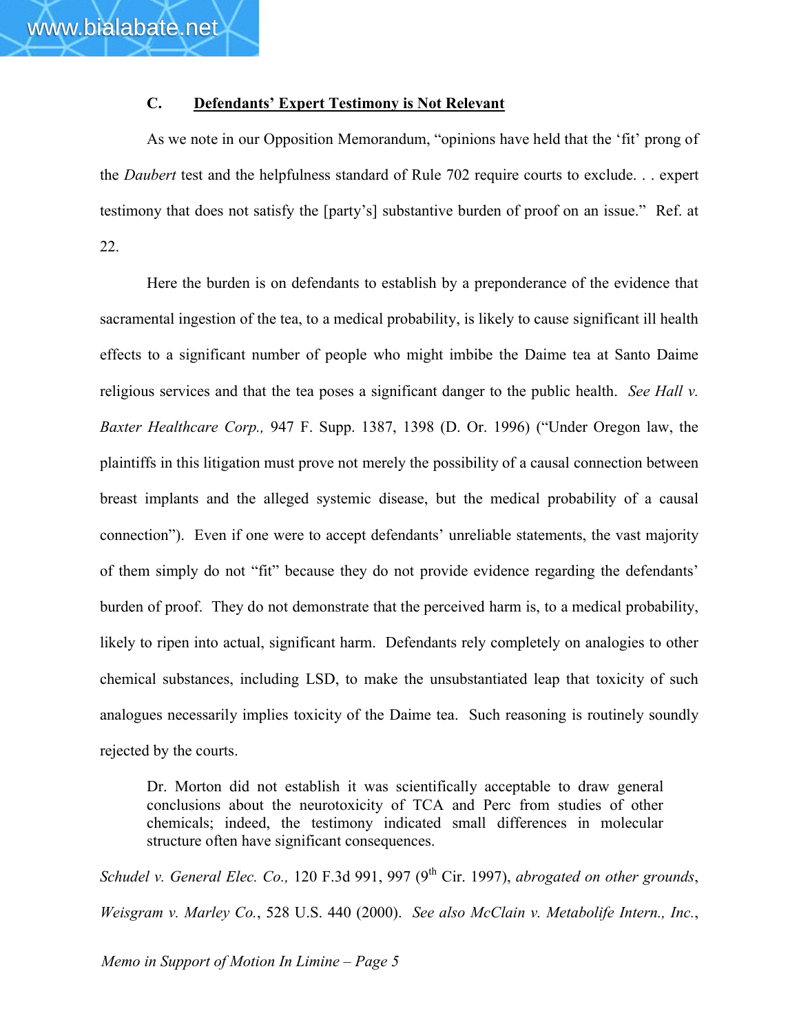### C. <u>Defendants' Expert Testimony is Not Relevant</u>

As we note in our Opposition Memorandum, "opinions have held that the 'fit' prong of the *Daubert* test and the helpfulness standard of Rule 702 require courts to exclude. . . expert testimony that does not satisfy the [party's] substantive burden of proof on an issue." Ref. at 22.

Here the burden is on defendants to establish by a preponderance of the evidence that sacramental ingestion of the tea, to a medical probability, is likely to cause significant ill health effects to a significant number of people who might imbibe the Daime tea at Santo Daime religious services and that the tea poses a significant danger to the public health. *See Hall v. Baxter Healthcare Corp.,* 947 F. Supp. 1387, 1398 (D. Or. 1996) ("Under Oregon law, the plaintiffs in this litigation must prove not merely the possibility of a causal connection between breast implants and the alleged systemic disease, but the medical probability of a causal connection"). Even if one were to accept defendants' unreliable statements, the vast majority of them simply do not "fit" because they do not provide evidence regarding the defendants' burden of proof. They do not demonstrate that the perceived harm is, to a medical probability, likely to ripen into actual, significant harm. Defendants rely completely on analogies to other chemical substances, including LSD, to make the unsubstantiated leap that toxicity of such analogues necessarily implies toxicity of the Daime tea. Such reasoning is routinely soundly rejected by the courts.

> Dr. Morton did not establish it was scientifically acceptable to draw general conclusions about the neurotoxicity of TCA and Perc from studies of other chemicals; indeed, the testimony indicated small differences in molecular structure often have significant consequences.

*Schudel v. General Elec. Co.,* 120 F.3d 991, 997 (9th Cir. 1997), *abrogated on other grounds*, *Weisgram v. Marley Co.*, 528 U.S. 440 (2000). *See also McClain v. Metabolife Intern., Inc.*,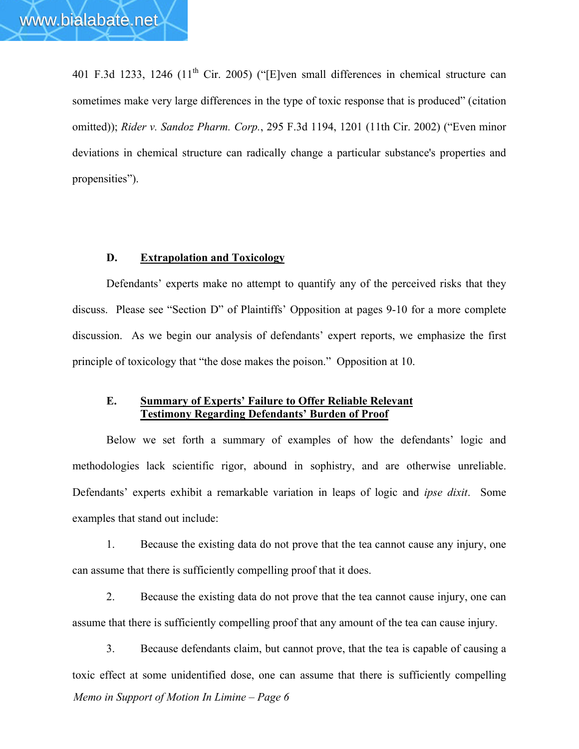401 F.3d 1233, 1246 (11th Cir. 2005) ("[E]ven small differences in chemical structure can sometimes make very large differences in the type of toxic response that is produced" (citation omitted)); *Rider v. Sandoz Pharm. Corp.*, 295 F.3d 1194, 1201 (11th Cir. 2002) ("Even minor deviations in chemical structure can radically change a particular substance's properties and propensities").

### D. <u>Extrapolation and Toxicology</u>

Defendants' experts make no attempt to quantify any of the perceived risks that they discuss. Please see "Section D" of Plaintiffs' Opposition at pages 9-10 for a more complete discussion. As we begin our analysis of defendants' expert reports, we emphasize the first principle of toxicology that "the dose makes the poison." Opposition at 10.

### E. <u>Summary of Experts' Failure to Offer Reliable Relevant Testimony Regarding Defendants' Burden of Proof</u>

Below we set forth a summary of examples of how the defendants' logic and methodologies lack scientific rigor, abound in sophistry, and are otherwise unreliable. Defendants' experts exhibit a remarkable variation in leaps of logic and *ipse dixit*. Some examples that stand out include:

1. Because the existing data do not prove that the tea cannot cause any injury, one can assume that there is sufficiently compelling proof that it does.

2. Because the existing data do not prove that the tea cannot cause injury, one can assume that there is sufficiently compelling proof that any amount of the tea can cause injury.

3. Because defendants claim, but cannot prove, that the tea is capable of causing a toxic effect at some unidentified dose, one can assume that there is sufficiently compelling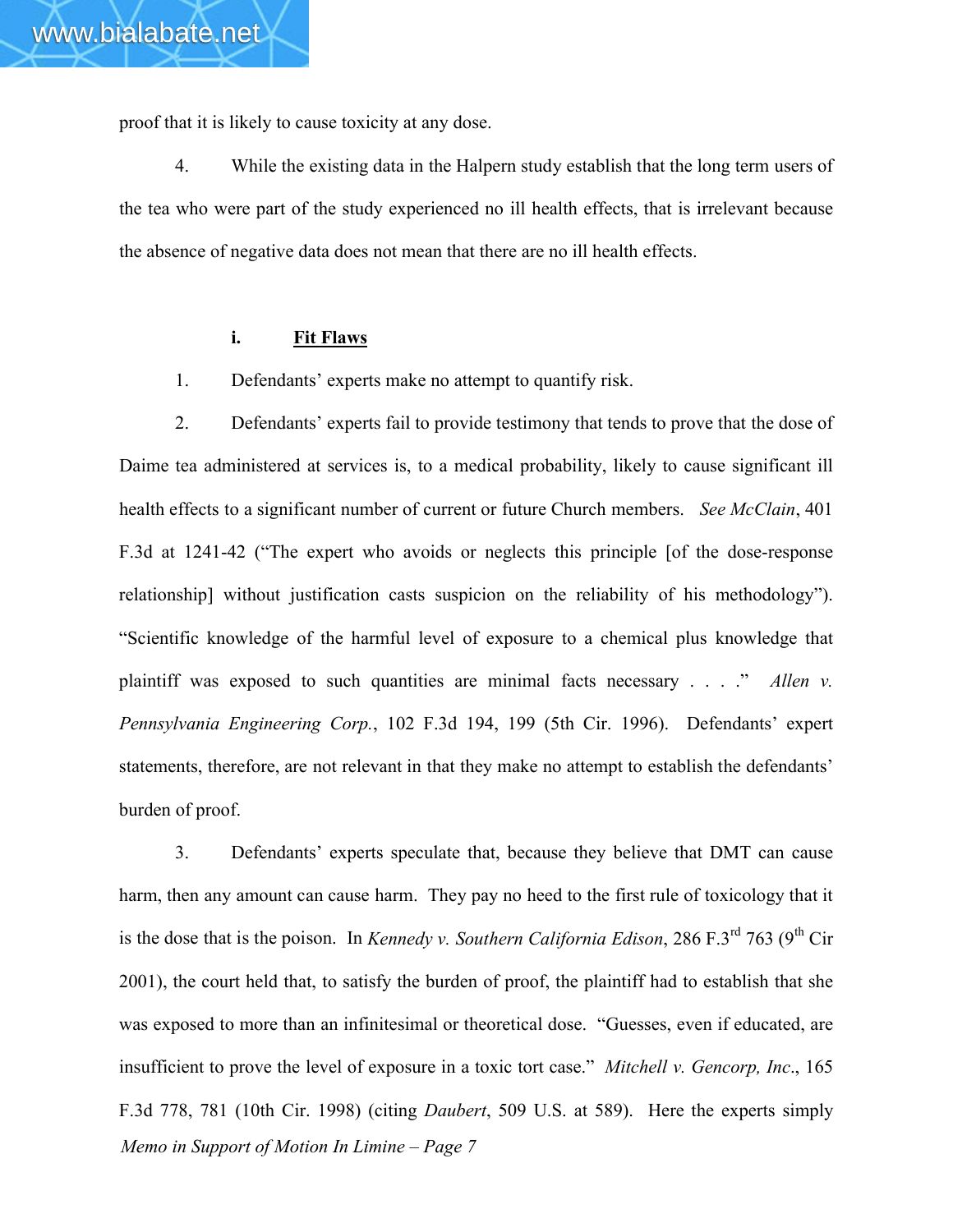proof that it is likely to cause toxicity at any dose.

4. While the existing data in the Halpern study establish that the long term users of the tea who were part of the study experienced no ill health effects, that is irrelevant because the absence of negative data does not mean that there are no ill health effects.

**i. <u>Fit Flaws</u>**

1. Defendants' experts make no attempt to quantify risk.

2. Defendants' experts fail to provide testimony that tends to prove that the dose of Daime tea administered at services is, to a medical probability, likely to cause significant ill health effects to a significant number of current or future Church members. *See McClain*, 401 F.3d at 1241-42 ("The expert who avoids or neglects this principle [of the dose-response relationship] without justification casts suspicion on the reliability of his methodology"). "Scientific knowledge of the harmful level of exposure to a chemical plus knowledge that plaintiff was exposed to such quantities are minimal facts necessary . . . ." *Allen v. Pennsylvania Engineering Corp.*, 102 F.3d 194, 199 (5th Cir. 1996). Defendants' expert statements, therefore, are not relevant in that they make no attempt to establish the defendants' burden of proof.

3. Defendants' experts speculate that, because they believe that DMT can cause harm, then any amount can cause harm. They pay no heed to the first rule of toxicology that it is the dose that is the poison. In *Kennedy v. Southern California Edison*, 286 F.3rd 763 (9th Cir 2001), the court held that, to satisfy the burden of proof, the plaintiff had to establish that she was exposed to more than an infinitesimal or theoretical dose. "Guesses, even if educated, are insufficient to prove the level of exposure in a toxic tort case." *Mitchell v. Gencorp, Inc*., 165 F.3d 778, 781 (10th Cir. 1998) (citing *Daubert*, 509 U.S. at 589). Here the experts simply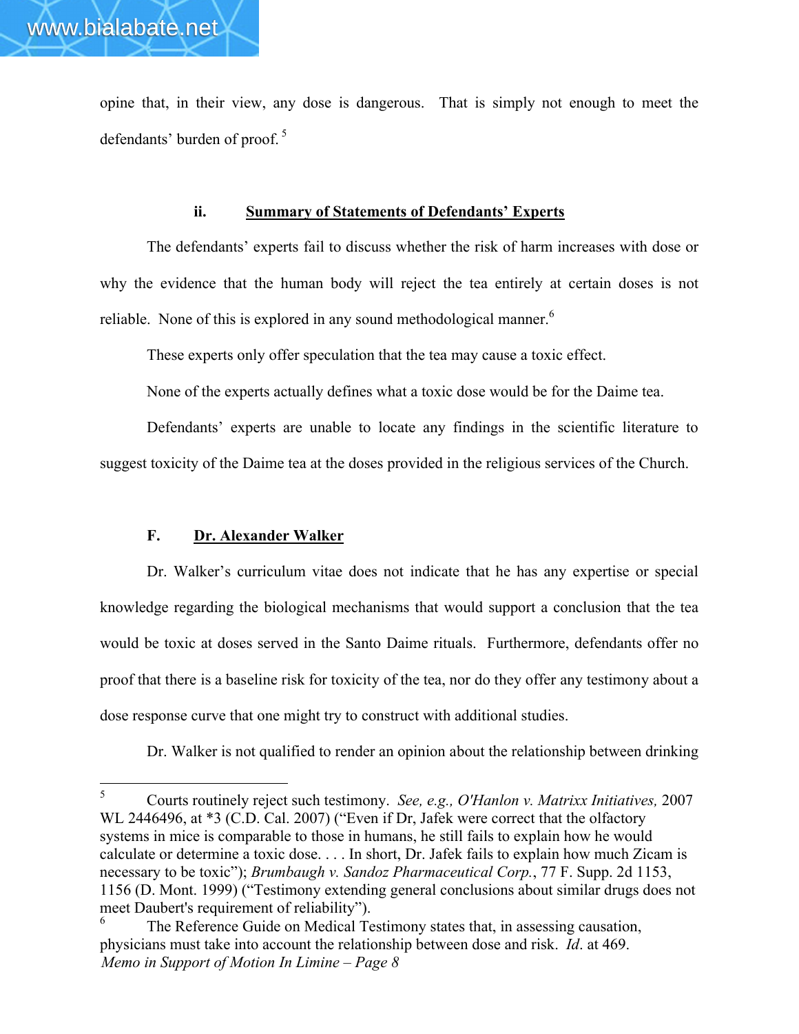opine that, in their view, any dose is dangerous. That is simply not enough to meet the defendants' burden of proof.[5]

#### ii. Summary of Statements of Defendants' Experts

The defendants' experts fail to discuss whether the risk of harm increases with dose or why the evidence that the human body will reject the tea entirely at certain doses is not reliable. None of this is explored in any sound methodological manner.[6]

These experts only offer speculation that the tea may cause a toxic effect.

None of the experts actually defines what a toxic dose would be for the Daime tea.

Defendants' experts are unable to locate any findings in the scientific literature to suggest toxicity of the Daime tea at the doses provided in the religious services of the Church.

### F. Dr. Alexander Walker

Dr. Walker's curriculum vitae does not indicate that he has any expertise or special knowledge regarding the biological mechanisms that would support a conclusion that the tea would be toxic at doses served in the Santo Daime rituals. Furthermore, defendants offer no proof that there is a baseline risk for toxicity of the tea, nor do they offer any testimony about a dose response curve that one might try to construct with additional studies.

Dr. Walker is not qualified to render an opinion about the relationship between drinking

---

[5] Courts routinely reject such testimony. *See, e.g., O'Hanlon v. Matrixx Initiatives,* 2007 WL 2446496, at *3 (C.D. Cal. 2007) ("Even if Dr, Jafek were correct that the olfactory systems in mice is comparable to those in humans, he still fails to explain how he would calculate or determine a toxic dose. . . . In short, Dr. Jafek fails to explain how much Zicam is necessary to be toxic"); *Brumbaugh v. Sandoz Pharmaceutical Corp.*, 77 F. Supp. 2d 1153, 1156 (D. Mont. 1999) ("Testimony extending general conclusions about similar drugs does not meet Daubert's requirement of reliability").

[6] The Reference Guide on Medical Testimony states that, in assessing causation, physicians must take into account the relationship between dose and risk. *Id*. at 469.

*Memo in Support of Motion In Limine – Page 8*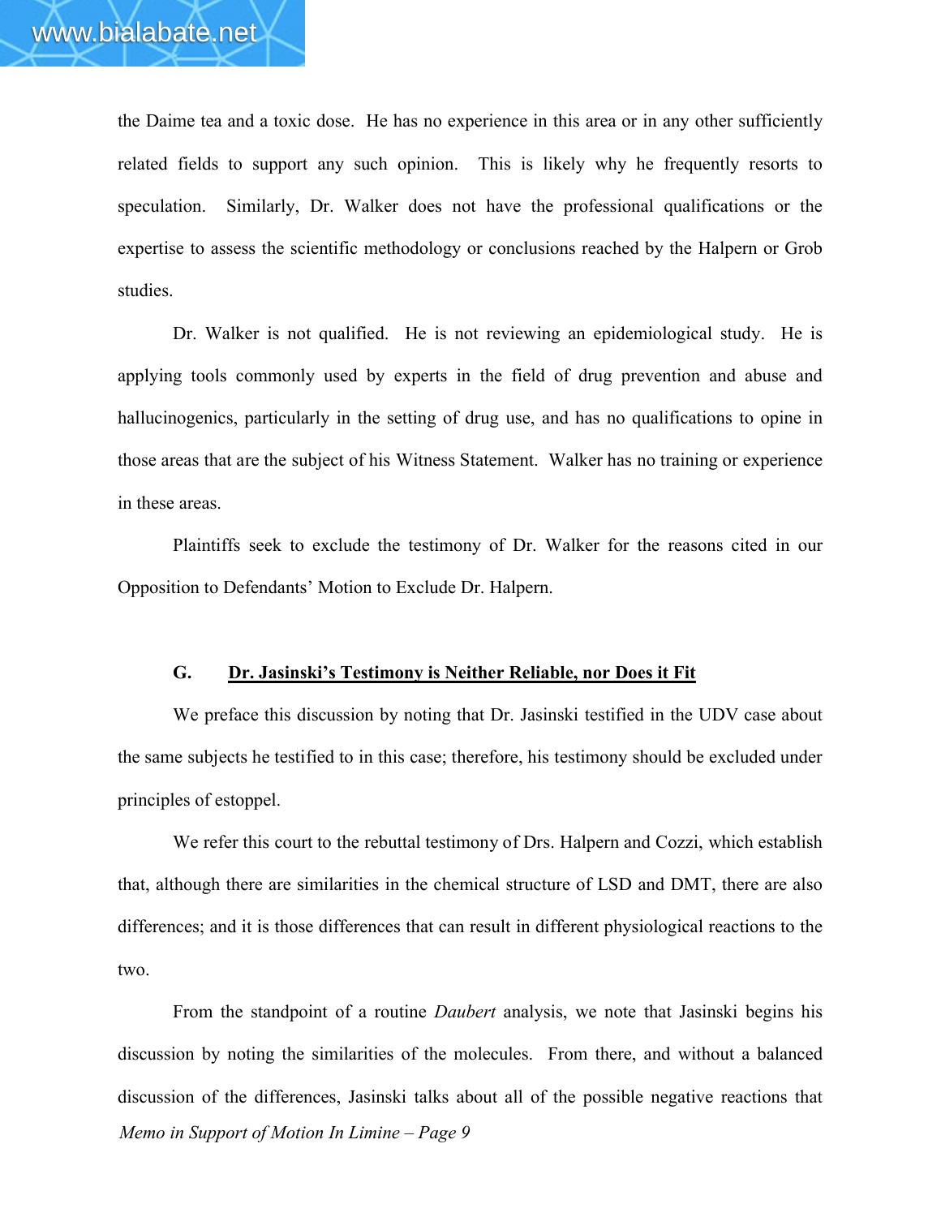the Daime tea and a toxic dose. He has no experience in this area or in any other sufficiently related fields to support any such opinion. This is likely why he frequently resorts to speculation. Similarly, Dr. Walker does not have the professional qualifications or the expertise to assess the scientific methodology or conclusions reached by the Halpern or Grob studies.

Dr. Walker is not qualified. He is not reviewing an epidemiological study. He is applying tools commonly used by experts in the field of drug prevention and abuse and hallucinogenics, particularly in the setting of drug use, and has no qualifications to opine in those areas that are the subject of his Witness Statement. Walker has no training or experience in these areas.

Plaintiffs seek to exclude the testimony of Dr. Walker for the reasons cited in our Opposition to Defendants' Motion to Exclude Dr. Halpern.

### G. <u>Dr. Jasinski's Testimony is Neither Reliable, nor Does it Fit</u>

We preface this discussion by noting that Dr. Jasinski testified in the UDV case about the same subjects he testified to in this case; therefore, his testimony should be excluded under principles of estoppel.

We refer this court to the rebuttal testimony of Drs. Halpern and Cozzi, which establish that, although there are similarities in the chemical structure of LSD and DMT, there are also differences; and it is those differences that can result in different physiological reactions to the two.

From the standpoint of a routine *Daubert* analysis, we note that Jasinski begins his discussion by noting the similarities of the molecules. From there, and without a balanced discussion of the differences, Jasinski talks about all of the possible negative reactions that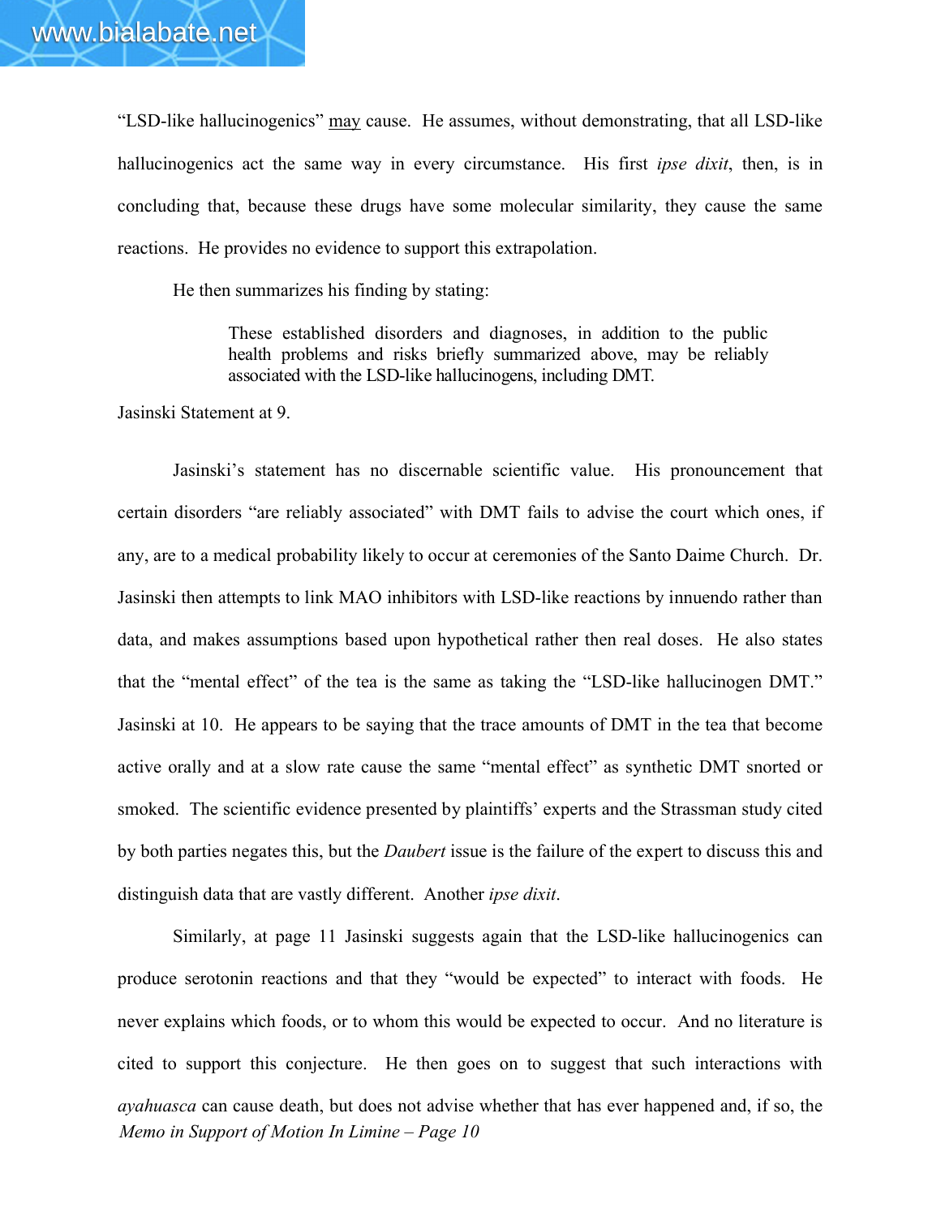"LSD-like hallucinogenics" <u>may</u> cause. He assumes, without demonstrating, that all LSD-like hallucinogenics act the same way in every circumstance. His first *ipse dixit*, then, is in concluding that, because these drugs have some molecular similarity, they cause the same reactions. He provides no evidence to support this extrapolation.

He then summarizes his finding by stating:

> These established disorders and diagnoses, in addition to the public health problems and risks briefly summarized above, may be reliably associated with the LSD-like hallucinogens, including DMT.

Jasinski Statement at 9.

Jasinski's statement has no discernable scientific value. His pronouncement that certain disorders "are reliably associated" with DMT fails to advise the court which ones, if any, are to a medical probability likely to occur at ceremonies of the Santo Daime Church. Dr. Jasinski then attempts to link MAO inhibitors with LSD-like reactions by innuendo rather than data, and makes assumptions based upon hypothetical rather then real doses. He also states that the "mental effect" of the tea is the same as taking the "LSD-like hallucinogen DMT." Jasinski at 10. He appears to be saying that the trace amounts of DMT in the tea that become active orally and at a slow rate cause the same "mental effect" as synthetic DMT snorted or smoked. The scientific evidence presented by plaintiffs' experts and the Strassman study cited by both parties negates this, but the *Daubert* issue is the failure of the expert to discuss this and distinguish data that are vastly different. Another *ipse dixit*.

Similarly, at page 11 Jasinski suggests again that the LSD-like hallucinogenics can produce serotonin reactions and that they "would be expected" to interact with foods. He never explains which foods, or to whom this would be expected to occur. And no literature is cited to support this conjecture. He then goes on to suggest that such interactions with *ayahuasca* can cause death, but does not advise whether that has ever happened and, if so, the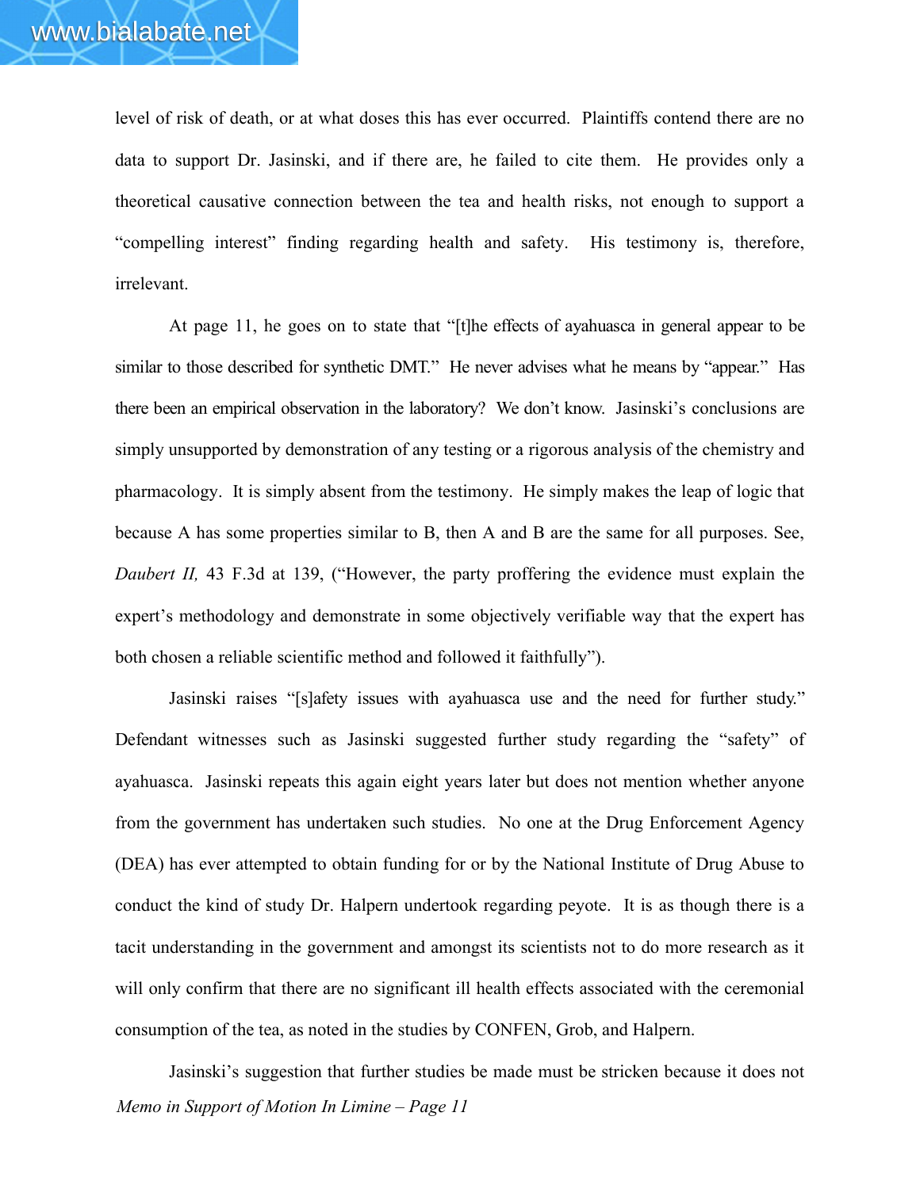level of risk of death, or at what doses this has ever occurred. Plaintiffs contend there are no data to support Dr. Jasinski, and if there are, he failed to cite them. He provides only a theoretical causative connection between the tea and health risks, not enough to support a "compelling interest" finding regarding health and safety. His testimony is, therefore, irrelevant.

At page 11, he goes on to state that "[t]he effects of ayahuasca in general appear to be similar to those described for synthetic DMT." He never advises what he means by "appear." Has there been an empirical observation in the laboratory? We don't know. Jasinski's conclusions are simply unsupported by demonstration of any testing or a rigorous analysis of the chemistry and pharmacology. It is simply absent from the testimony. He simply makes the leap of logic that because A has some properties similar to B, then A and B are the same for all purposes. See, *Daubert II,* 43 F.3d at 139, ("However, the party proffering the evidence must explain the expert's methodology and demonstrate in some objectively verifiable way that the expert has both chosen a reliable scientific method and followed it faithfully").

Jasinski raises "[s]afety issues with ayahuasca use and the need for further study." Defendant witnesses such as Jasinski suggested further study regarding the "safety" of ayahuasca. Jasinski repeats this again eight years later but does not mention whether anyone from the government has undertaken such studies. No one at the Drug Enforcement Agency (DEA) has ever attempted to obtain funding for or by the National Institute of Drug Abuse to conduct the kind of study Dr. Halpern undertook regarding peyote. It is as though there is a tacit understanding in the government and amongst its scientists not to do more research as it will only confirm that there are no significant ill health effects associated with the ceremonial consumption of the tea, as noted in the studies by CONFEN, Grob, and Halpern.

Jasinski's suggestion that further studies be made must be stricken because it does not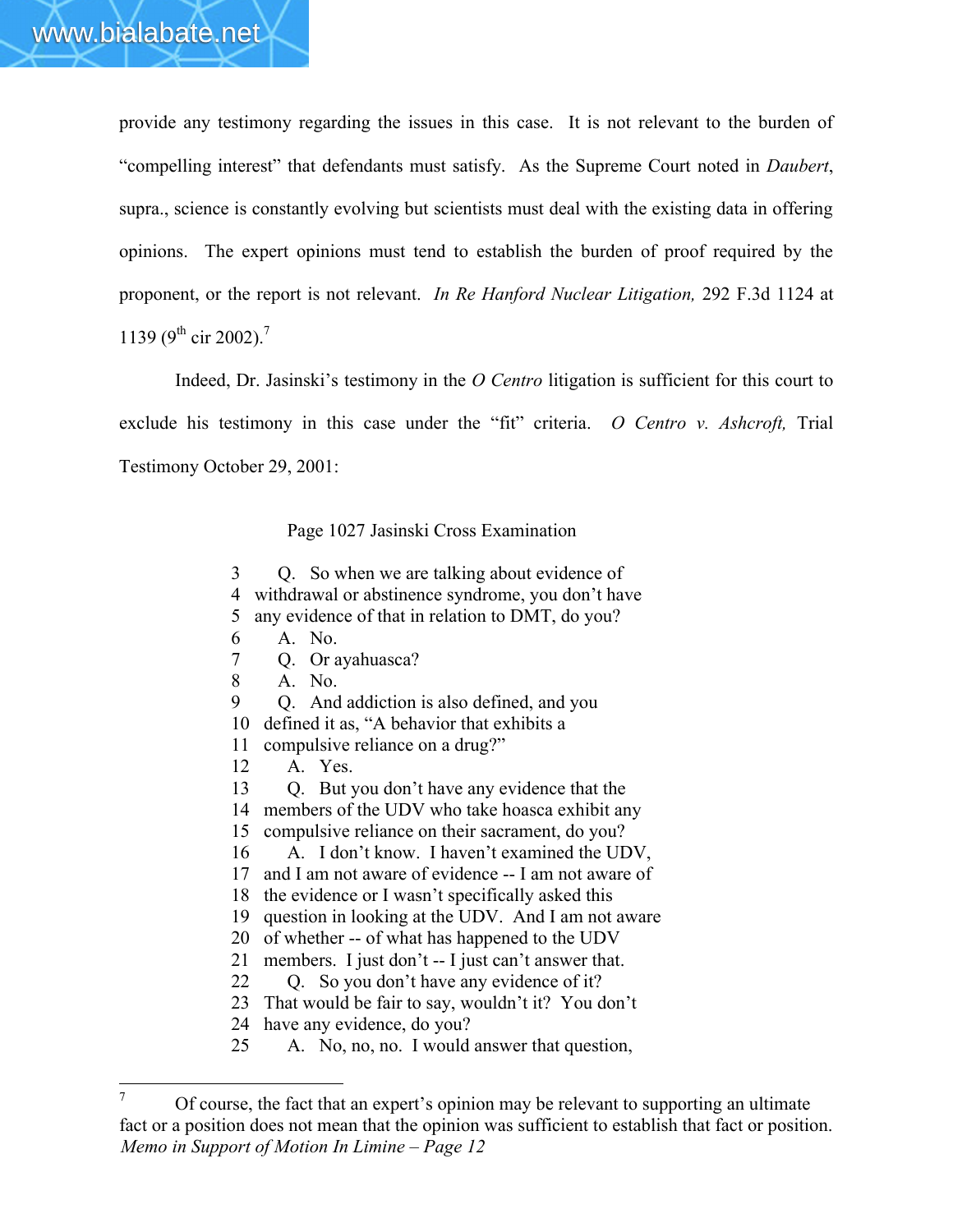provide any testimony regarding the issues in this case. It is not relevant to the burden of "compelling interest" that defendants must satisfy. As the Supreme Court noted in *Daubert*, supra., science is constantly evolving but scientists must deal with the existing data in offering opinions. The expert opinions must tend to establish the burden of proof required by the proponent, or the report is not relevant. *In Re Hanford Nuclear Litigation,* 292 F.3d 1124 at 1139 (9th cir 2002).[7]

Indeed, Dr. Jasinski's testimony in the *O Centro* litigation is sufficient for this court to exclude his testimony in this case under the "fit" criteria. *O Centro v. Ashcroft,* Trial Testimony October 29, 2001:

Page 1027 Jasinski Cross Examination

3 Q. So when we are talking about evidence of
4 withdrawal or abstinence syndrome, you don't have
5 any evidence of that in relation to DMT, do you?
6 A. No.
7 Q. Or ayahuasca?
8 A. No.
9 Q. And addiction is also defined, and you
10 defined it as, "A behavior that exhibits a
11 compulsive reliance on a drug?"
12 A. Yes.
13 Q. But you don't have any evidence that the
14 members of the UDV who take hoasca exhibit any
15 compulsive reliance on their sacrament, do you?
16 A. I don't know. I haven't examined the UDV,
17 and I am not aware of evidence -- I am not aware of
18 the evidence or I wasn't specifically asked this
19 question in looking at the UDV. And I am not aware
20 of whether -- of what has happened to the UDV
21 members. I just don't -- I just can't answer that.
22 Q. So you don't have any evidence of it?
23 That would be fair to say, wouldn't it? You don't
24 have any evidence, do you?
25 A. No, no, no. I would answer that question,

[7] Of course, the fact that an expert's opinion may be relevant to supporting an ultimate fact or a position does not mean that the opinion was sufficient to establish that fact or position.

*Memo in Support of Motion In Limine – Page 12*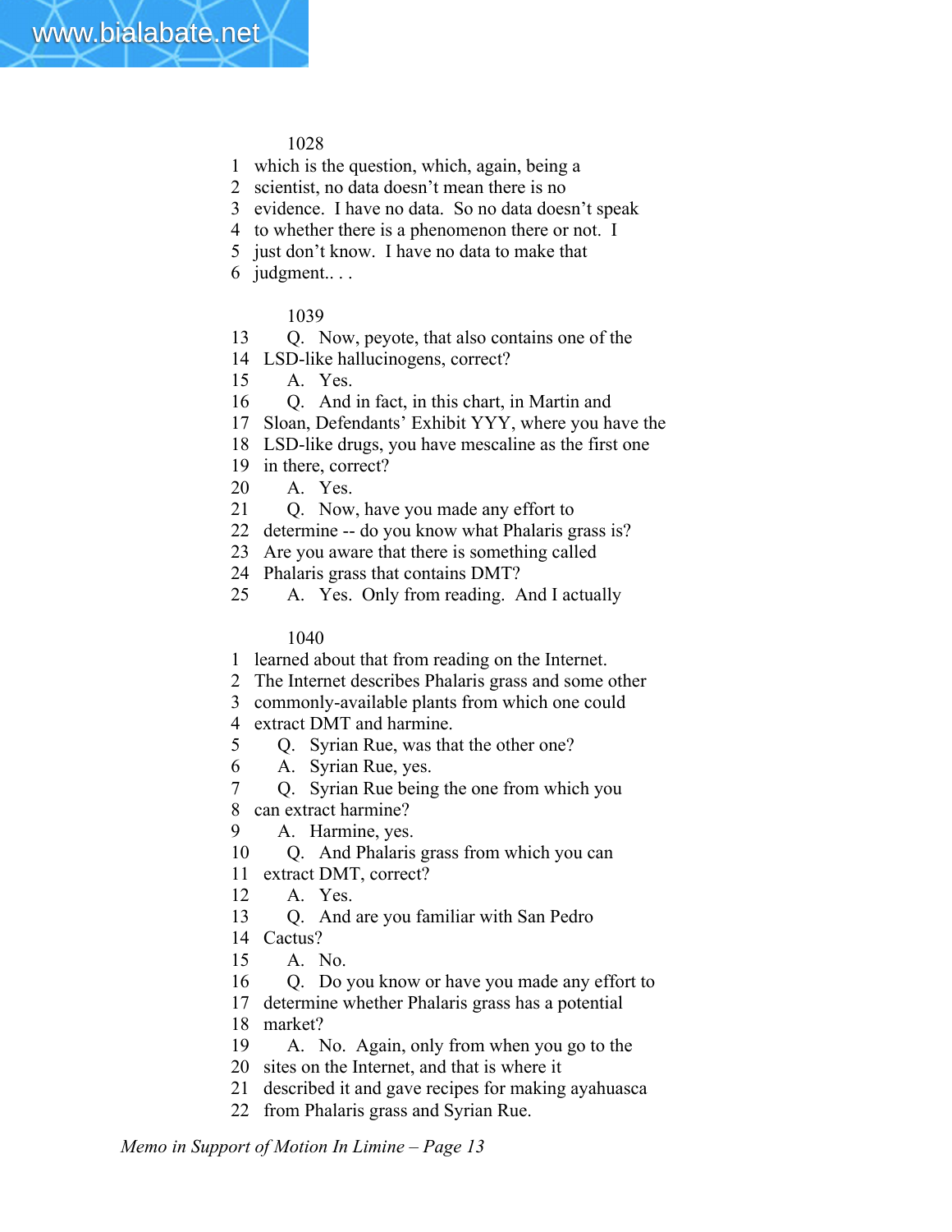1028

1 which is the question, which, again, being a
2 scientist, no data doesn't mean there is no
3 evidence. I have no data. So no data doesn't speak
4 to whether there is a phenomenon there or not. I
5 just don't know. I have no data to make that
6 judgment.. . .

1039

13 Q. Now, peyote, that also contains one of the
14 LSD-like hallucinogens, correct?
15 A. Yes.
16 Q. And in fact, in this chart, in Martin and
17 Sloan, Defendants' Exhibit YYY, where you have the
18 LSD-like drugs, you have mescaline as the first one
19 in there, correct?
20 A. Yes.
21 Q. Now, have you made any effort to
22 determine -- do you know what Phalaris grass is?
23 Are you aware that there is something called
24 Phalaris grass that contains DMT?
25 A. Yes. Only from reading. And I actually

1040

1 learned about that from reading on the Internet.
2 The Internet describes Phalaris grass and some other
3 commonly-available plants from which one could
4 extract DMT and harmine.
5 Q. Syrian Rue, was that the other one?
6 A. Syrian Rue, yes.
7 Q. Syrian Rue being the one from which you
8 can extract harmine?
9 A. Harmine, yes.
10 Q. And Phalaris grass from which you can
11 extract DMT, correct?
12 A. Yes.
13 Q. And are you familiar with San Pedro
14 Cactus?
15 A. No.
16 Q. Do you know or have you made any effort to
17 determine whether Phalaris grass has a potential
18 market?
19 A. No. Again, only from when you go to the
20 sites on the Internet, and that is where it
21 described it and gave recipes for making ayahuasca
22 from Phalaris grass and Syrian Rue.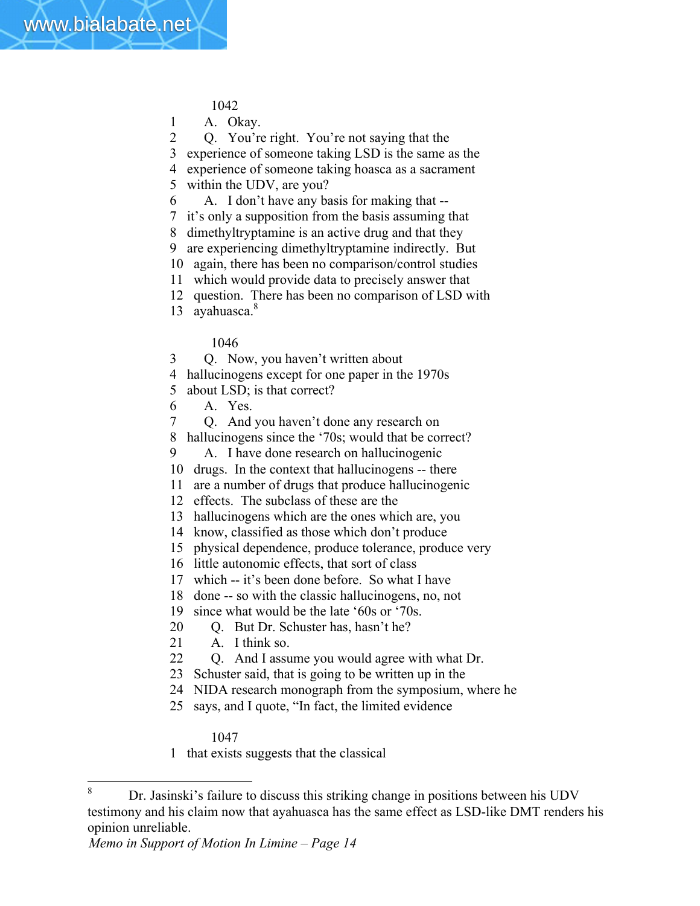1042

1 A. Okay.
2 Q. You're right. You're not saying that the
3 experience of someone taking LSD is the same as the
4 experience of someone taking hoasca as a sacrament
5 within the UDV, are you?
6 A. I don't have any basis for making that --
7 it's only a supposition from the basis assuming that
8 dimethyltryptamine is an active drug and that they
9 are experiencing dimethyltryptamine indirectly. But
10 again, there has been no comparison/control studies
11 which would provide data to precisely answer that
12 question. There has been no comparison of LSD with
13 ayahuasca.[8]

1046

3 Q. Now, you haven't written about
4 hallucinogens except for one paper in the 1970s
5 about LSD; is that correct?
6 A. Yes.
7 Q. And you haven't done any research on
8 hallucinogens since the '70s; would that be correct?
9 A. I have done research on hallucinogenic
10 drugs. In the context that hallucinogens -- there
11 are a number of drugs that produce hallucinogenic
12 effects. The subclass of these are the
13 hallucinogens which are the ones which are, you
14 know, classified as those which don't produce
15 physical dependence, produce tolerance, produce very
16 little autonomic effects, that sort of class
17 which -- it's been done before. So what I have
18 done -- so with the classic hallucinogens, no, not
19 since what would be the late '60s or '70s.
20 Q. But Dr. Schuster has, hasn't he?
21 A. I think so.
22 Q. And I assume you would agree with what Dr.
23 Schuster said, that is going to be written up in the
24 NIDA research monograph from the symposium, where he
25 says, and I quote, "In fact, the limited evidence

1047

1 that exists suggests that the classical

---

[8] Dr. Jasinski's failure to discuss this striking change in positions between his UDV testimony and his claim now that ayahuasca has the same effect as LSD-like DMT renders his opinion unreliable.

*Memo in Support of Motion In Limine – Page 14*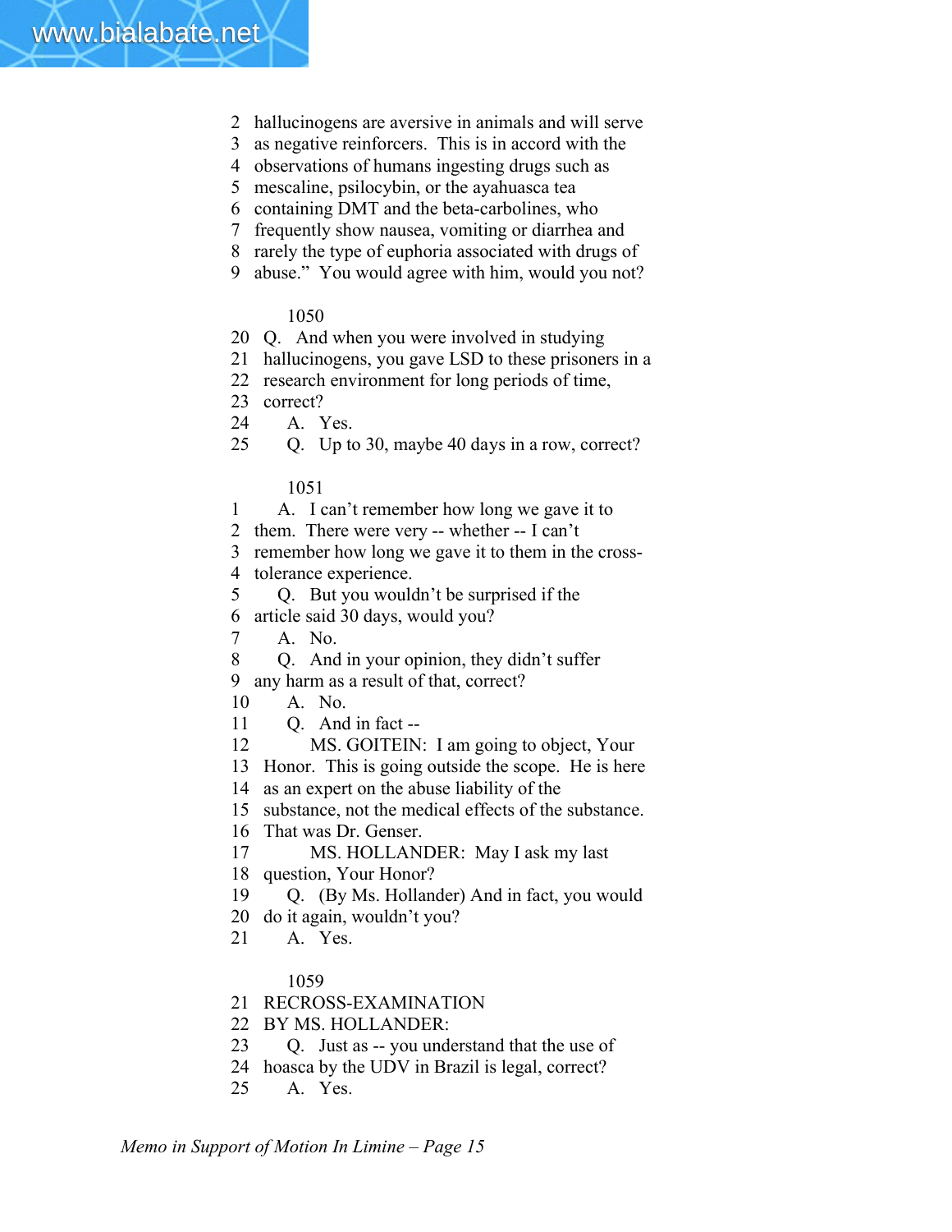2 hallucinogens are aversive in animals and will serve
3 as negative reinforcers. This is in accord with the
4 observations of humans ingesting drugs such as
5 mescaline, psilocybin, or the ayahuasca tea
6 containing DMT and the beta-carbolines, who
7 frequently show nausea, vomiting or diarrhea and
8 rarely the type of euphoria associated with drugs of
9 abuse." You would agree with him, would you not?

1050

20 Q. And when you were involved in studying
21 hallucinogens, you gave LSD to these prisoners in a
22 research environment for long periods of time,
23 correct?
24 A. Yes.
25 Q. Up to 30, maybe 40 days in a row, correct?

1051

1 A. I can't remember how long we gave it to
2 them. There were very -- whether -- I can't
3 remember how long we gave it to them in the cross-
4 tolerance experience.
5 Q. But you wouldn't be surprised if the
6 article said 30 days, would you?
7 A. No.
8 Q. And in your opinion, they didn't suffer
9 any harm as a result of that, correct?
10 A. No.
11 Q. And in fact --
12 MS. GOITEIN: I am going to object, Your
13 Honor. This is going outside the scope. He is here
14 as an expert on the abuse liability of the
15 substance, not the medical effects of the substance.
16 That was Dr. Genser.
17 MS. HOLLANDER: May I ask my last
18 question, Your Honor?
19 Q. (By Ms. Hollander) And in fact, you would
20 do it again, wouldn't you?
21 A. Yes.

1059

21 RECROSS-EXAMINATION
22 BY MS. HOLLANDER:
23 Q. Just as -- you understand that the use of
24 hoasca by the UDV in Brazil is legal, correct?
25 A. Yes.

*Memo in Support of Motion In Limine – Page 15*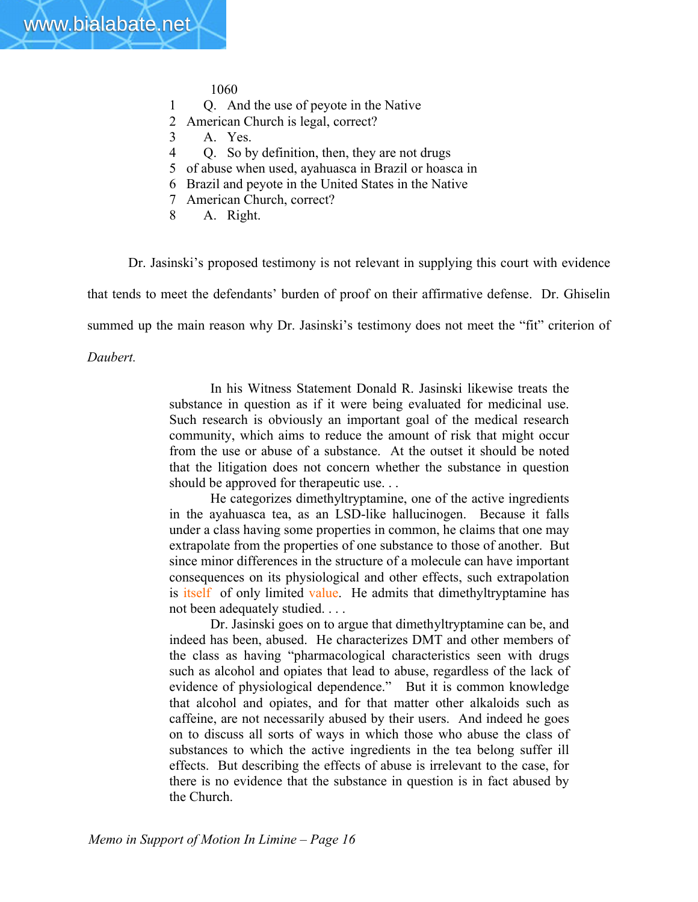1060

1 Q. And the use of peyote in the Native
2 American Church is legal, correct?
3 A. Yes.
4 Q. So by definition, then, they are not drugs
5 of abuse when used, ayahuasca in Brazil or hoasca in
6 Brazil and peyote in the United States in the Native
7 American Church, correct?
8 A. Right.

Dr. Jasinski's proposed testimony is not relevant in supplying this court with evidence that tends to meet the defendants' burden of proof on their affirmative defense. Dr. Ghiselin summed up the main reason why Dr. Jasinski's testimony does not meet the "fit" criterion of *Daubert.*

> In his Witness Statement Donald R. Jasinski likewise treats the substance in question as if it were being evaluated for medicinal use. Such research is obviously an important goal of the medical research community, which aims to reduce the amount of risk that might occur from the use or abuse of a substance. At the outset it should be noted that the litigation does not concern whether the substance in question should be approved for therapeutic use. . .
>
> He categorizes dimethyltryptamine, one of the active ingredients in the ayahuasca tea, as an LSD-like hallucinogen. Because it falls under a class having some properties in common, he claims that one may extrapolate from the properties of one substance to those of another. But since minor differences in the structure of a molecule can have important consequences on its physiological and other effects, such extrapolation is itself of only limited value. He admits that dimethyltryptamine has not been adequately studied. . . .
>
> Dr. Jasinski goes on to argue that dimethyltryptamine can be, and indeed has been, abused. He characterizes DMT and other members of the class as having "pharmacological characteristics seen with drugs such as alcohol and opiates that lead to abuse, regardless of the lack of evidence of physiological dependence." But it is common knowledge that alcohol and opiates, and for that matter other alkaloids such as caffeine, are not necessarily abused by their users. And indeed he goes on to discuss all sorts of ways in which those who abuse the class of substances to which the active ingredients in the tea belong suffer ill effects. But describing the effects of abuse is irrelevant to the case, for there is no evidence that the substance in question is in fact abused by the Church.

*Memo in Support of Motion In Limine – Page 16*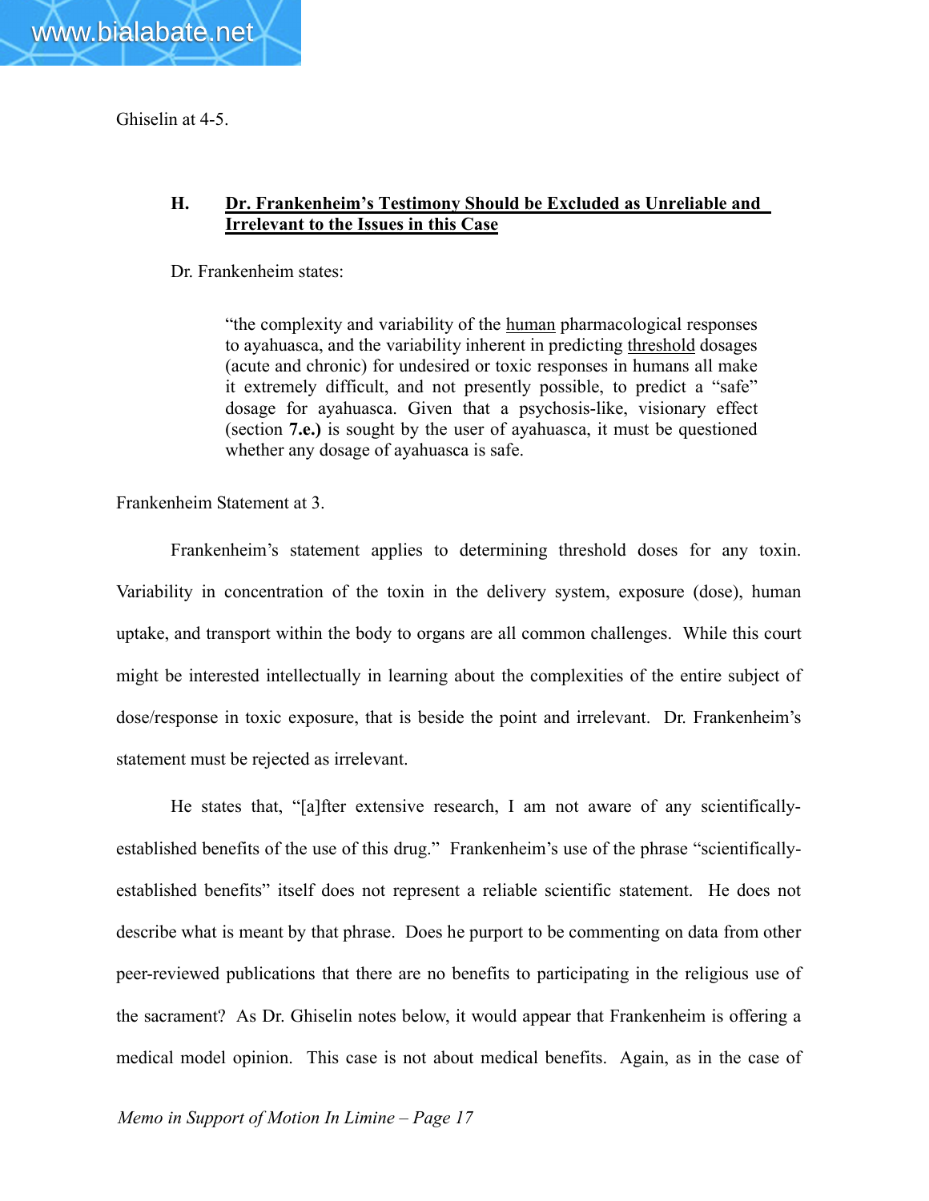Ghiselin at 4-5.

### H. <u>Dr. Frankenheim's Testimony Should be Excluded as Unreliable and Irrelevant to the Issues in this Case</u>

Dr. Frankenheim states:

> "the complexity and variability of the <u>human</u> pharmacological responses to ayahuasca, and the variability inherent in predicting <u>threshold</u> dosages (acute and chronic) for undesired or toxic responses in humans all make it extremely difficult, and not presently possible, to predict a "safe" dosage for ayahuasca. Given that a psychosis-like, visionary effect (section **7.e.)** is sought by the user of ayahuasca, it must be questioned whether any dosage of ayahuasca is safe.

Frankenheim Statement at 3.

Frankenheim's statement applies to determining threshold doses for any toxin. Variability in concentration of the toxin in the delivery system, exposure (dose), human uptake, and transport within the body to organs are all common challenges. While this court might be interested intellectually in learning about the complexities of the entire subject of dose/response in toxic exposure, that is beside the point and irrelevant. Dr. Frankenheim's statement must be rejected as irrelevant.

He states that, "[a]fter extensive research, I am not aware of any scientifically-established benefits of the use of this drug." Frankenheim's use of the phrase "scientifically-established benefits" itself does not represent a reliable scientific statement. He does not describe what is meant by that phrase. Does he purport to be commenting on data from other peer-reviewed publications that there are no benefits to participating in the religious use of the sacrament? As Dr. Ghiselin notes below, it would appear that Frankenheim is offering a medical model opinion. This case is not about medical benefits. Again, as in the case of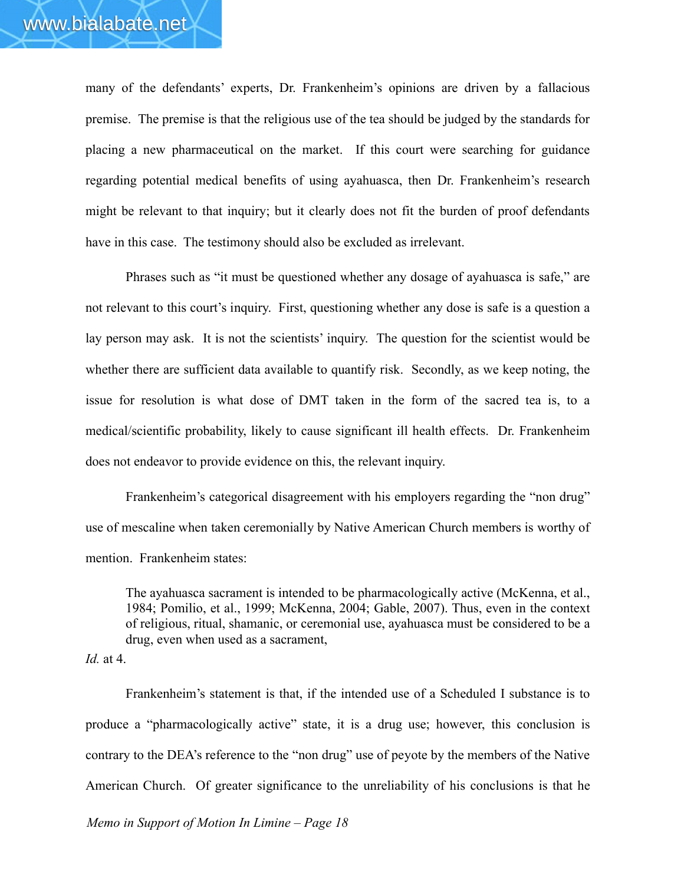many of the defendants' experts, Dr. Frankenheim's opinions are driven by a fallacious premise. The premise is that the religious use of the tea should be judged by the standards for placing a new pharmaceutical on the market. If this court were searching for guidance regarding potential medical benefits of using ayahuasca, then Dr. Frankenheim's research might be relevant to that inquiry; but it clearly does not fit the burden of proof defendants have in this case. The testimony should also be excluded as irrelevant.

Phrases such as "it must be questioned whether any dosage of ayahuasca is safe," are not relevant to this court's inquiry. First, questioning whether any dose is safe is a question a lay person may ask. It is not the scientists' inquiry. The question for the scientist would be whether there are sufficient data available to quantify risk. Secondly, as we keep noting, the issue for resolution is what dose of DMT taken in the form of the sacred tea is, to a medical/scientific probability, likely to cause significant ill health effects. Dr. Frankenheim does not endeavor to provide evidence on this, the relevant inquiry.

Frankenheim's categorical disagreement with his employers regarding the "non drug" use of mescaline when taken ceremonially by Native American Church members is worthy of mention. Frankenheim states:

> The ayahuasca sacrament is intended to be pharmacologically active (McKenna, et al., 1984; Pomilio, et al., 1999; McKenna, 2004; Gable, 2007). Thus, even in the context of religious, ritual, shamanic, or ceremonial use, ayahuasca must be considered to be a drug, even when used as a sacrament,

*Id.* at 4.

Frankenheim's statement is that, if the intended use of a Scheduled I substance is to produce a "pharmacologically active" state, it is a drug use; however, this conclusion is contrary to the DEA's reference to the "non drug" use of peyote by the members of the Native American Church. Of greater significance to the unreliability of his conclusions is that he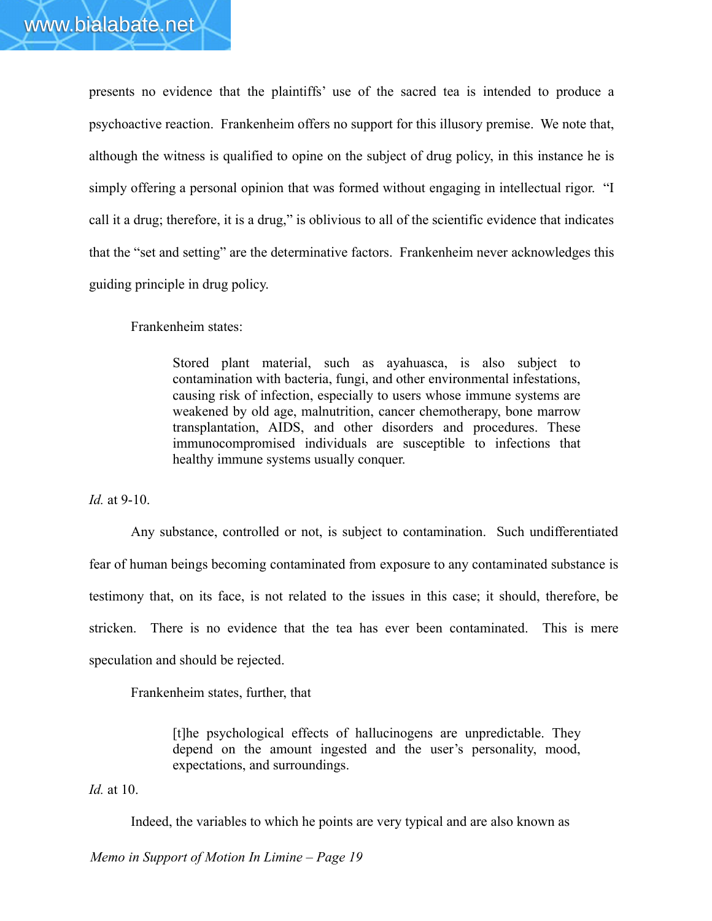presents no evidence that the plaintiffs' use of the sacred tea is intended to produce a psychoactive reaction. Frankenheim offers no support for this illusory premise. We note that, although the witness is qualified to opine on the subject of drug policy, in this instance he is simply offering a personal opinion that was formed without engaging in intellectual rigor. "I call it a drug; therefore, it is a drug," is oblivious to all of the scientific evidence that indicates that the "set and setting" are the determinative factors. Frankenheim never acknowledges this guiding principle in drug policy.

Frankenheim states:

> Stored plant material, such as ayahuasca, is also subject to contamination with bacteria, fungi, and other environmental infestations, causing risk of infection, especially to users whose immune systems are weakened by old age, malnutrition, cancer chemotherapy, bone marrow transplantation, AIDS, and other disorders and procedures. These immunocompromised individuals are susceptible to infections that healthy immune systems usually conquer.

*Id.* at 9-10.

Any substance, controlled or not, is subject to contamination. Such undifferentiated fear of human beings becoming contaminated from exposure to any contaminated substance is testimony that, on its face, is not related to the issues in this case; it should, therefore, be stricken. There is no evidence that the tea has ever been contaminated. This is mere speculation and should be rejected.

Frankenheim states, further, that

> [t]he psychological effects of hallucinogens are unpredictable. They depend on the amount ingested and the user's personality, mood, expectations, and surroundings.

*Id.* at 10.

Indeed, the variables to which he points are very typical and are also known as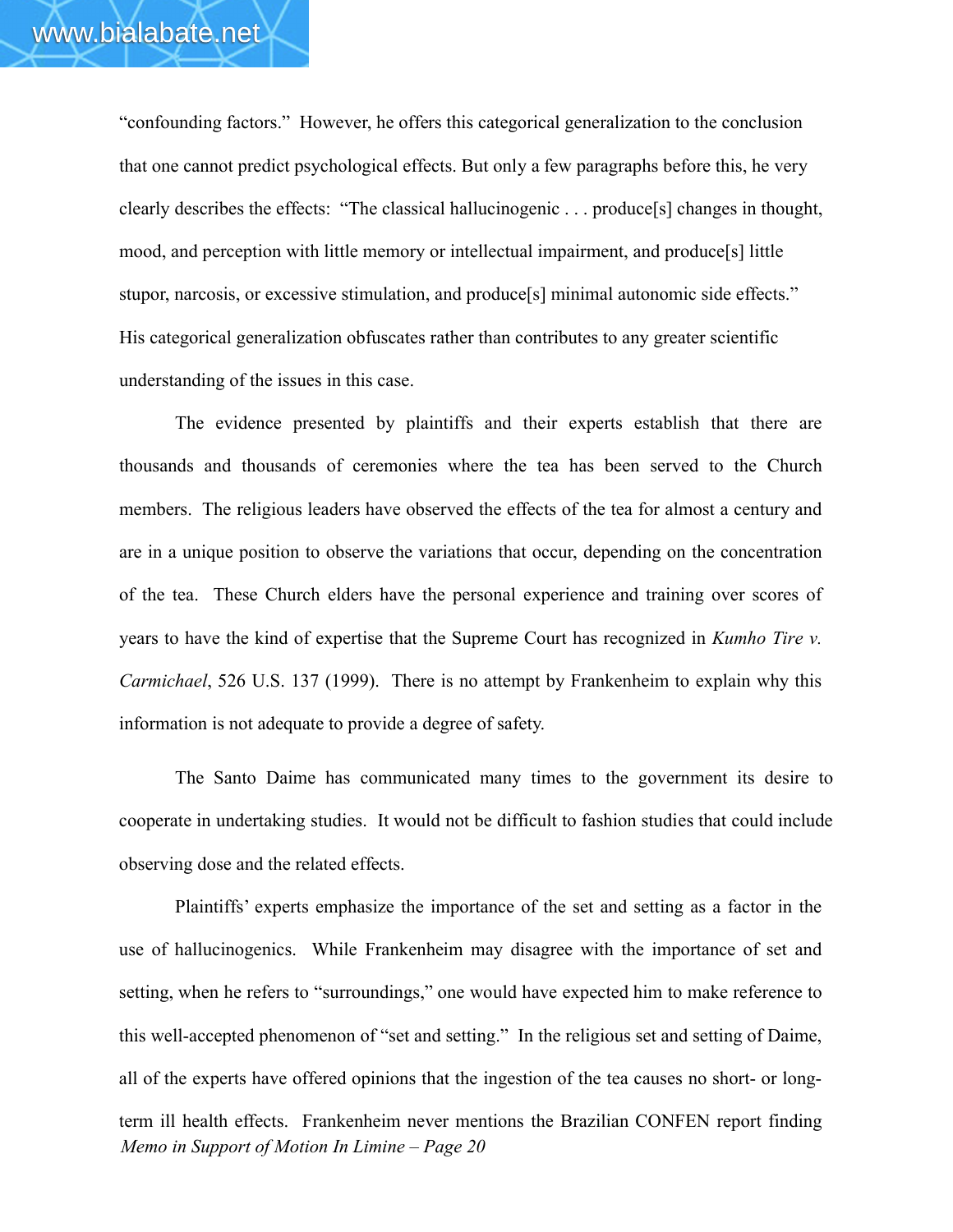"confounding factors." However, he offers this categorical generalization to the conclusion that one cannot predict psychological effects. But only a few paragraphs before this, he very clearly describes the effects: "The classical hallucinogenic . . . produce[s] changes in thought, mood, and perception with little memory or intellectual impairment, and produce[s] little stupor, narcosis, or excessive stimulation, and produce[s] minimal autonomic side effects." His categorical generalization obfuscates rather than contributes to any greater scientific understanding of the issues in this case.

The evidence presented by plaintiffs and their experts establish that there are thousands and thousands of ceremonies where the tea has been served to the Church members. The religious leaders have observed the effects of the tea for almost a century and are in a unique position to observe the variations that occur, depending on the concentration of the tea. These Church elders have the personal experience and training over scores of years to have the kind of expertise that the Supreme Court has recognized in *Kumho Tire v. Carmichael*, 526 U.S. 137 (1999). There is no attempt by Frankenheim to explain why this information is not adequate to provide a degree of safety.

The Santo Daime has communicated many times to the government its desire to cooperate in undertaking studies. It would not be difficult to fashion studies that could include observing dose and the related effects.

Plaintiffs' experts emphasize the importance of the set and setting as a factor in the use of hallucinogenics. While Frankenheim may disagree with the importance of set and setting, when he refers to "surroundings," one would have expected him to make reference to this well-accepted phenomenon of "set and setting." In the religious set and setting of Daime, all of the experts have offered opinions that the ingestion of the tea causes no short- or long-term ill health effects. Frankenheim never mentions the Brazilian CONFEN report finding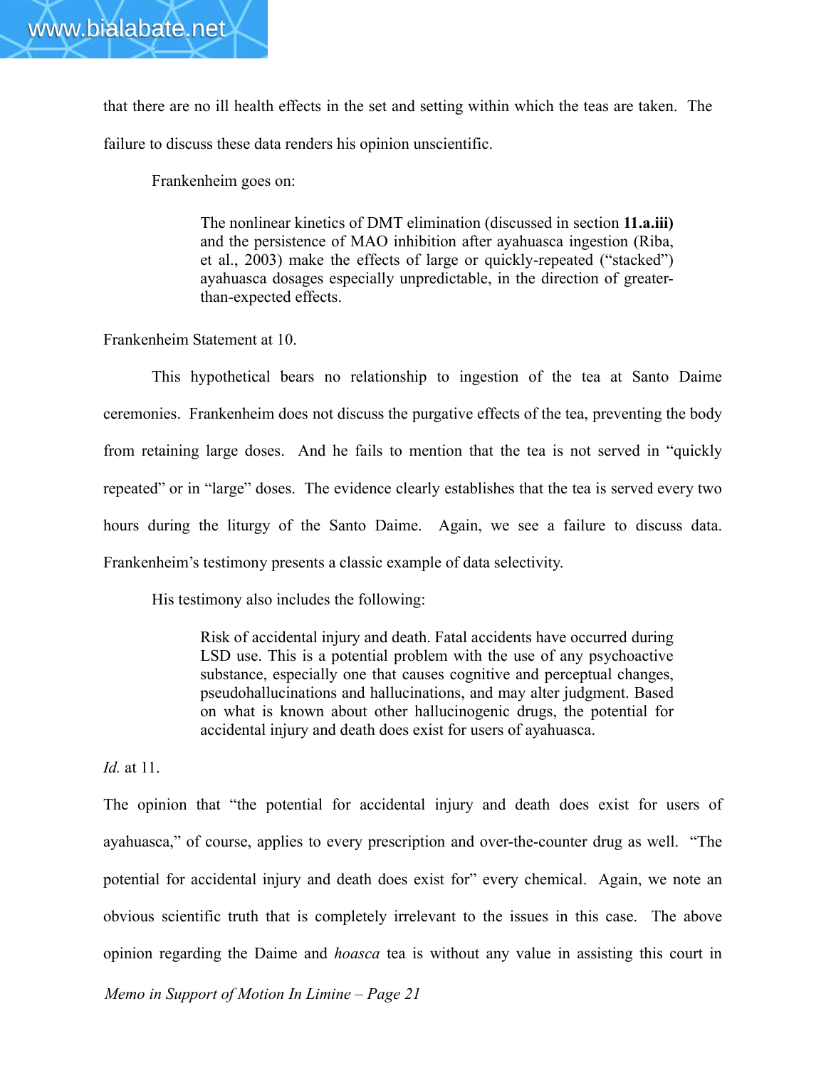that there are no ill health effects in the set and setting within which the teas are taken. The failure to discuss these data renders his opinion unscientific.

Frankenheim goes on:

> The nonlinear kinetics of DMT elimination (discussed in section **11.a.iii)** and the persistence of MAO inhibition after ayahuasca ingestion (Riba, et al., 2003) make the effects of large or quickly-repeated ("stacked") ayahuasca dosages especially unpredictable, in the direction of greater-than-expected effects.

Frankenheim Statement at 10.

This hypothetical bears no relationship to ingestion of the tea at Santo Daime ceremonies. Frankenheim does not discuss the purgative effects of the tea, preventing the body from retaining large doses. And he fails to mention that the tea is not served in "quickly repeated" or in "large" doses. The evidence clearly establishes that the tea is served every two hours during the liturgy of the Santo Daime. Again, we see a failure to discuss data. Frankenheim's testimony presents a classic example of data selectivity.

His testimony also includes the following:

> Risk of accidental injury and death. Fatal accidents have occurred during LSD use. This is a potential problem with the use of any psychoactive substance, especially one that causes cognitive and perceptual changes, pseudohallucinations and hallucinations, and may alter judgment. Based on what is known about other hallucinogenic drugs, the potential for accidental injury and death does exist for users of ayahuasca.

*Id.* at 11.

The opinion that "the potential for accidental injury and death does exist for users of ayahuasca," of course, applies to every prescription and over-the-counter drug as well. "The potential for accidental injury and death does exist for" every chemical. Again, we note an obvious scientific truth that is completely irrelevant to the issues in this case. The above opinion regarding the Daime and *hoasca* tea is without any value in assisting this court in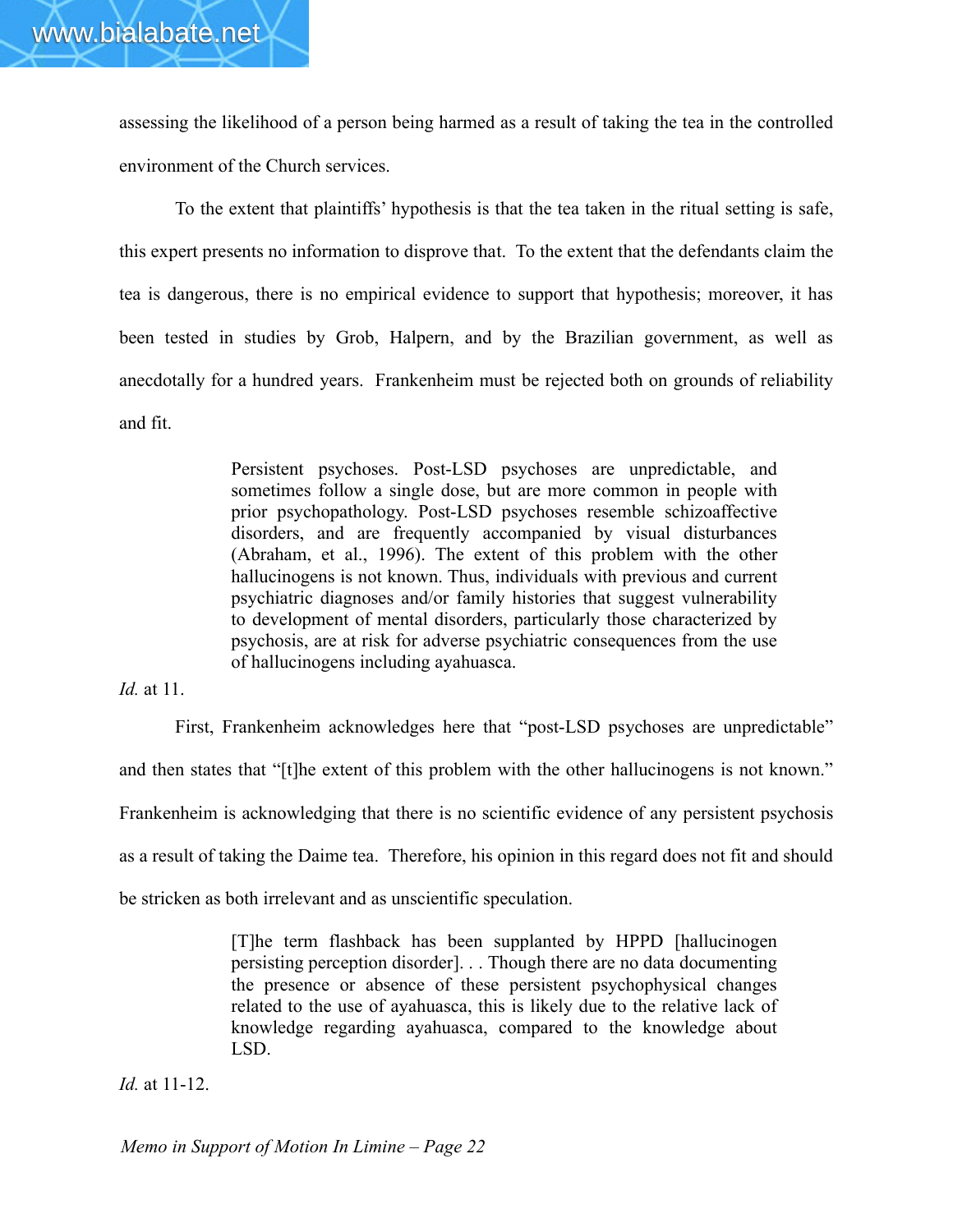assessing the likelihood of a person being harmed as a result of taking the tea in the controlled environment of the Church services.

To the extent that plaintiffs' hypothesis is that the tea taken in the ritual setting is safe, this expert presents no information to disprove that. To the extent that the defendants claim the tea is dangerous, there is no empirical evidence to support that hypothesis; moreover, it has been tested in studies by Grob, Halpern, and by the Brazilian government, as well as anecdotally for a hundred years. Frankenheim must be rejected both on grounds of reliability and fit.

> Persistent psychoses. Post-LSD psychoses are unpredictable, and sometimes follow a single dose, but are more common in people with prior psychopathology. Post-LSD psychoses resemble schizoaffective disorders, and are frequently accompanied by visual disturbances (Abraham, et al., 1996). The extent of this problem with the other hallucinogens is not known. Thus, individuals with previous and current psychiatric diagnoses and/or family histories that suggest vulnerability to development of mental disorders, particularly those characterized by psychosis, are at risk for adverse psychiatric consequences from the use of hallucinogens including ayahuasca.

*Id.* at 11.

First, Frankenheim acknowledges here that "post-LSD psychoses are unpredictable" and then states that "[t]he extent of this problem with the other hallucinogens is not known." Frankenheim is acknowledging that there is no scientific evidence of any persistent psychosis as a result of taking the Daime tea. Therefore, his opinion in this regard does not fit and should be stricken as both irrelevant and as unscientific speculation.

> [T]he term flashback has been supplanted by HPPD [hallucinogen persisting perception disorder]. . . Though there are no data documenting the presence or absence of these persistent psychophysical changes related to the use of ayahuasca, this is likely due to the relative lack of knowledge regarding ayahuasca, compared to the knowledge about LSD.

*Id.* at 11-12.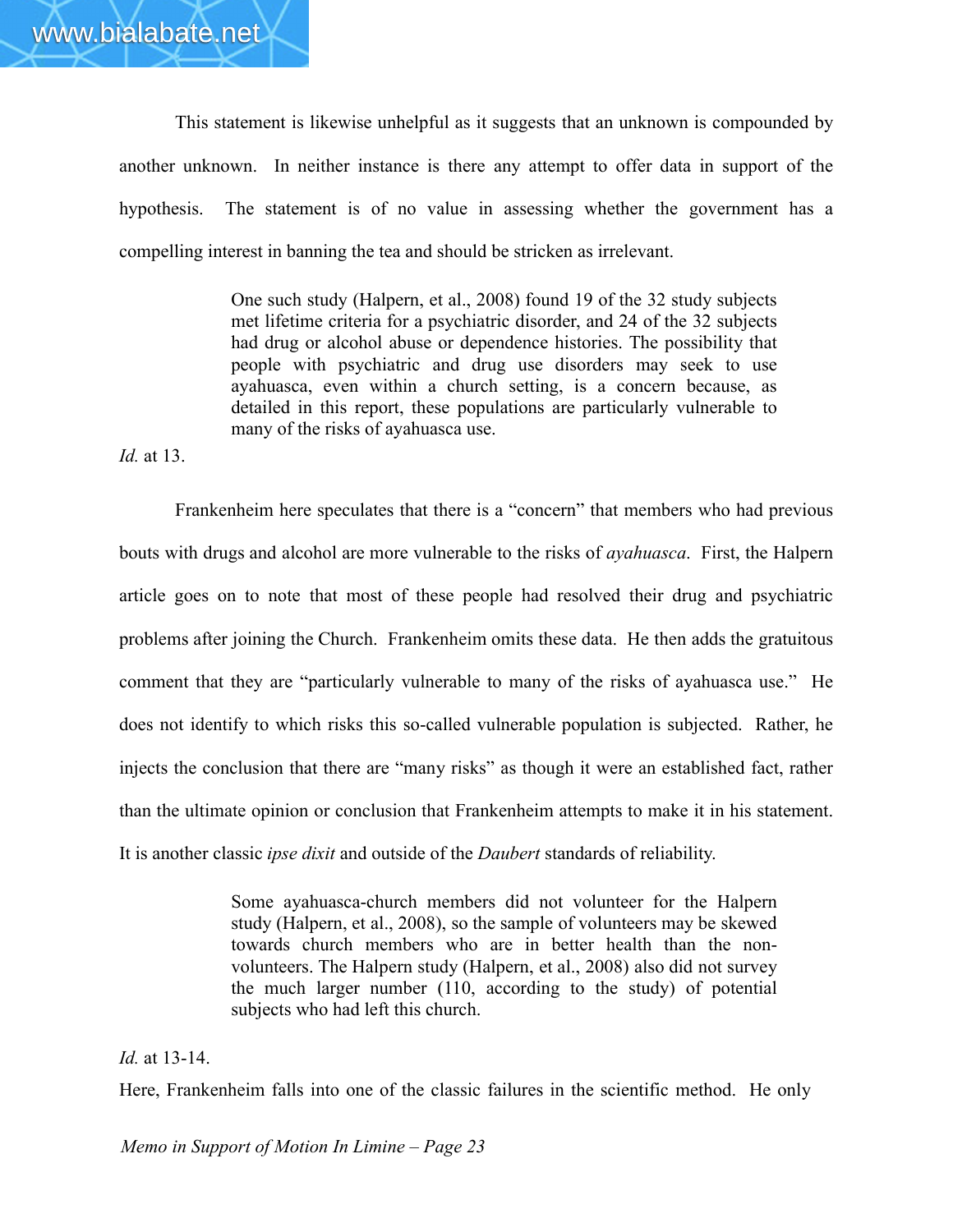This statement is likewise unhelpful as it suggests that an unknown is compounded by another unknown. In neither instance is there any attempt to offer data in support of the hypothesis. The statement is of no value in assessing whether the government has a compelling interest in banning the tea and should be stricken as irrelevant.

> One such study (Halpern, et al., 2008) found 19 of the 32 study subjects met lifetime criteria for a psychiatric disorder, and 24 of the 32 subjects had drug or alcohol abuse or dependence histories. The possibility that people with psychiatric and drug use disorders may seek to use ayahuasca, even within a church setting, is a concern because, as detailed in this report, these populations are particularly vulnerable to many of the risks of ayahuasca use.

*Id.* at 13.

Frankenheim here speculates that there is a "concern" that members who had previous bouts with drugs and alcohol are more vulnerable to the risks of *ayahuasca*. First, the Halpern article goes on to note that most of these people had resolved their drug and psychiatric problems after joining the Church. Frankenheim omits these data. He then adds the gratuitous comment that they are "particularly vulnerable to many of the risks of ayahuasca use." He does not identify to which risks this so-called vulnerable population is subjected. Rather, he injects the conclusion that there are "many risks" as though it were an established fact, rather than the ultimate opinion or conclusion that Frankenheim attempts to make it in his statement. It is another classic *ipse dixit* and outside of the *Daubert* standards of reliability.

> Some ayahuasca-church members did not volunteer for the Halpern study (Halpern, et al., 2008), so the sample of volunteers may be skewed towards church members who are in better health than the non-volunteers. The Halpern study (Halpern, et al., 2008) also did not survey the much larger number (110, according to the study) of potential subjects who had left this church.

*Id.* at 13-14.

Here, Frankenheim falls into one of the classic failures in the scientific method. He only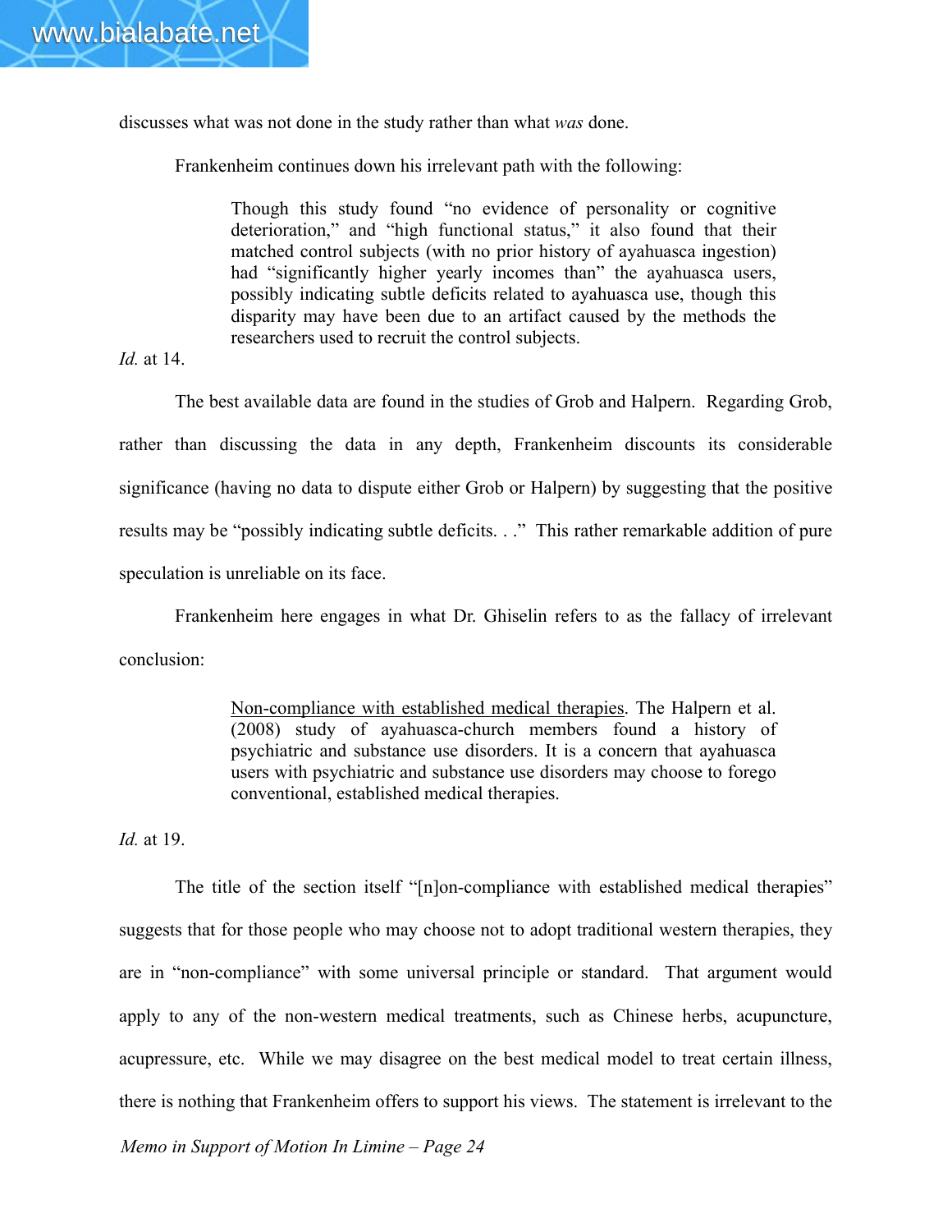discusses what was not done in the study rather than what *was* done.

Frankenheim continues down his irrelevant path with the following:

> Though this study found "no evidence of personality or cognitive deterioration," and "high functional status," it also found that their matched control subjects (with no prior history of ayahuasca ingestion) had "significantly higher yearly incomes than" the ayahuasca users, possibly indicating subtle deficits related to ayahuasca use, though this disparity may have been due to an artifact caused by the methods the researchers used to recruit the control subjects.

*Id.* at 14.

The best available data are found in the studies of Grob and Halpern. Regarding Grob, rather than discussing the data in any depth, Frankenheim discounts its considerable significance (having no data to dispute either Grob or Halpern) by suggesting that the positive results may be "possibly indicating subtle deficits. . ." This rather remarkable addition of pure speculation is unreliable on its face.

Frankenheim here engages in what Dr. Ghiselin refers to as the fallacy of irrelevant conclusion:

> <u>Non-compliance with established medical therapies</u>. The Halpern et al. (2008) study of ayahuasca-church members found a history of psychiatric and substance use disorders. It is a concern that ayahuasca users with psychiatric and substance use disorders may choose to forego conventional, established medical therapies.

*Id.* at 19.

The title of the section itself "[n]on-compliance with established medical therapies" suggests that for those people who may choose not to adopt traditional western therapies, they are in "non-compliance" with some universal principle or standard. That argument would apply to any of the non-western medical treatments, such as Chinese herbs, acupuncture, acupressure, etc. While we may disagree on the best medical model to treat certain illness, there is nothing that Frankenheim offers to support his views. The statement is irrelevant to the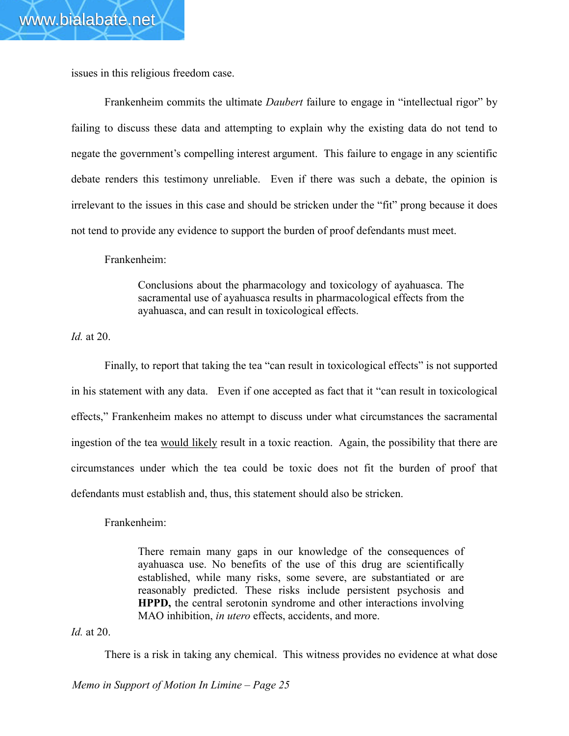issues in this religious freedom case.

Frankenheim commits the ultimate *Daubert* failure to engage in "intellectual rigor" by failing to discuss these data and attempting to explain why the existing data do not tend to negate the government's compelling interest argument. This failure to engage in any scientific debate renders this testimony unreliable. Even if there was such a debate, the opinion is irrelevant to the issues in this case and should be stricken under the "fit" prong because it does not tend to provide any evidence to support the burden of proof defendants must meet.

Frankenheim:

> Conclusions about the pharmacology and toxicology of ayahuasca. The sacramental use of ayahuasca results in pharmacological effects from the ayahuasca, and can result in toxicological effects.

*Id.* at 20.

Finally, to report that taking the tea "can result in toxicological effects" is not supported in his statement with any data. Even if one accepted as fact that it "can result in toxicological effects," Frankenheim makes no attempt to discuss under what circumstances the sacramental ingestion of the tea <u>would likely</u> result in a toxic reaction. Again, the possibility that there are circumstances under which the tea could be toxic does not fit the burden of proof that defendants must establish and, thus, this statement should also be stricken.

Frankenheim:

> There remain many gaps in our knowledge of the consequences of ayahuasca use. No benefits of the use of this drug are scientifically established, while many risks, some severe, are substantiated or are reasonably predicted. These risks include persistent psychosis and **HPPD,** the central serotonin syndrome and other interactions involving MAO inhibition, *in utero* effects, accidents, and more.

*Id.* at 20.

There is a risk in taking any chemical. This witness provides no evidence at what dose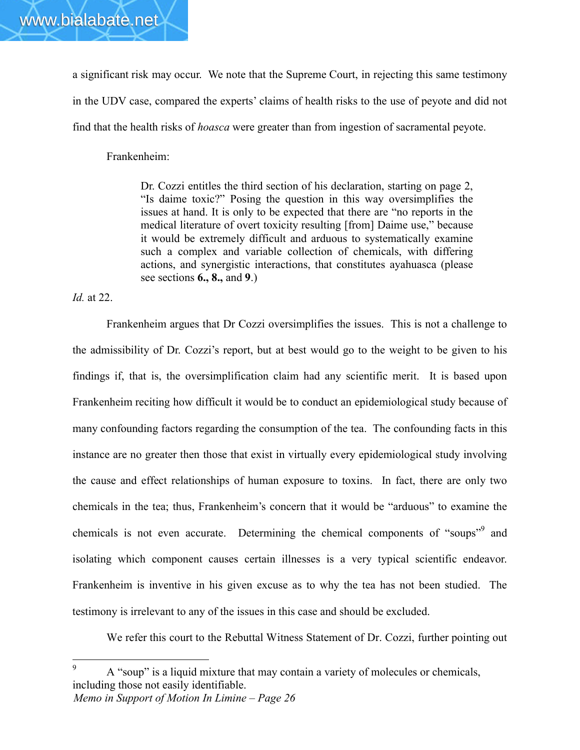a significant risk may occur. We note that the Supreme Court, in rejecting this same testimony in the UDV case, compared the experts' claims of health risks to the use of peyote and did not find that the health risks of *hoasca* were greater than from ingestion of sacramental peyote.

Frankenheim:

> Dr. Cozzi entitles the third section of his declaration, starting on page 2, "Is daime toxic?" Posing the question in this way oversimplifies the issues at hand. It is only to be expected that there are "no reports in the medical literature of overt toxicity resulting [from] Daime use," because it would be extremely difficult and arduous to systematically examine such a complex and variable collection of chemicals, with differing actions, and synergistic interactions, that constitutes ayahuasca (please see sections **6., 8.,** and **9**.)

*Id.* at 22.

Frankenheim argues that Dr Cozzi oversimplifies the issues. This is not a challenge to the admissibility of Dr. Cozzi's report, but at best would go to the weight to be given to his findings if, that is, the oversimplification claim had any scientific merit. It is based upon Frankenheim reciting how difficult it would be to conduct an epidemiological study because of many confounding factors regarding the consumption of the tea. The confounding facts in this instance are no greater then those that exist in virtually every epidemiological study involving the cause and effect relationships of human exposure to toxins. In fact, there are only two chemicals in the tea; thus, Frankenheim's concern that it would be "arduous" to examine the chemicals is not even accurate. Determining the chemical components of "soups"[9] and isolating which component causes certain illnesses is a very typical scientific endeavor. Frankenheim is inventive in his given excuse as to why the tea has not been studied. The testimony is irrelevant to any of the issues in this case and should be excluded.

We refer this court to the Rebuttal Witness Statement of Dr. Cozzi, further pointing out

[9] A "soup" is a liquid mixture that may contain a variety of molecules or chemicals, including those not easily identifiable.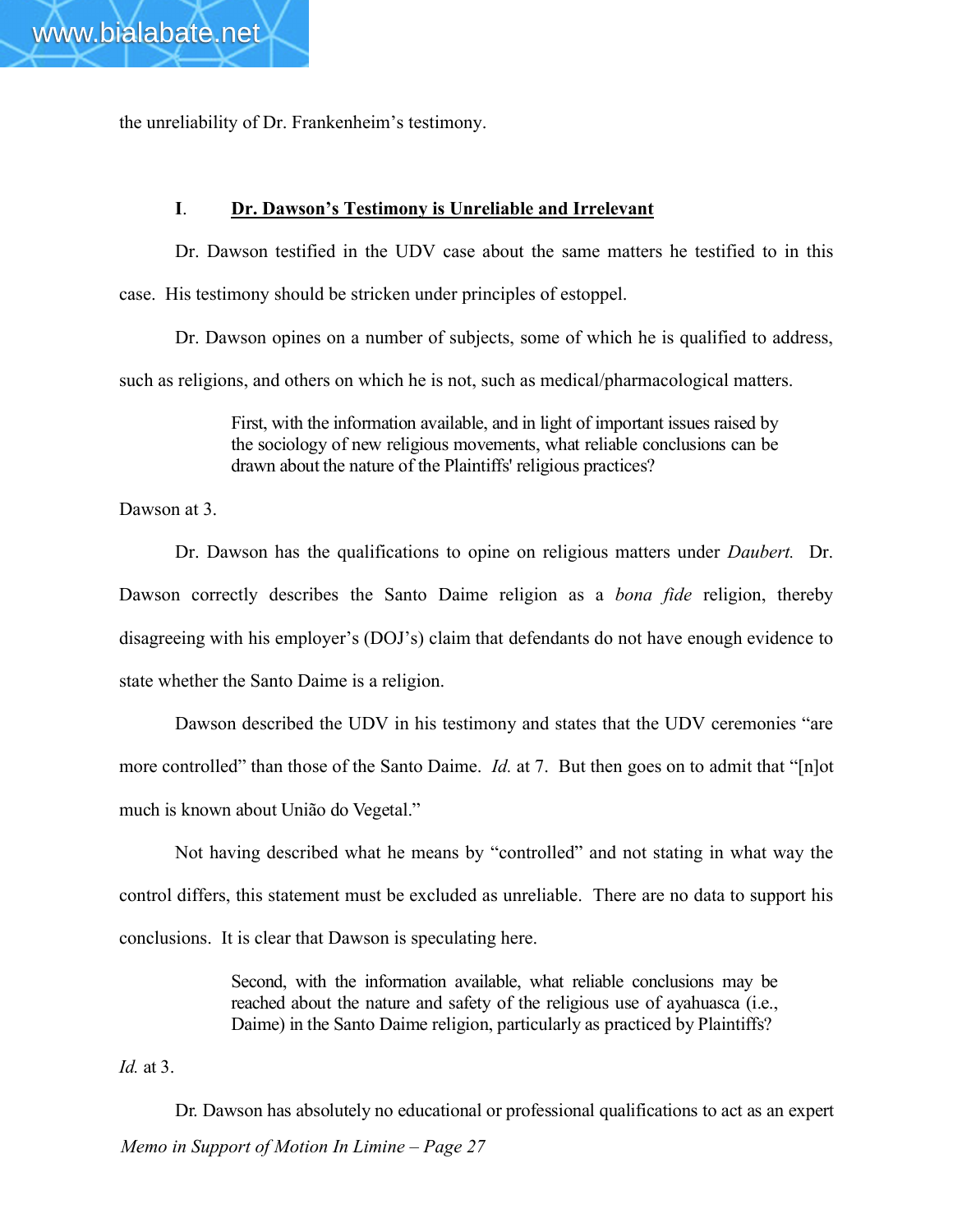the unreliability of Dr. Frankenheim's testimony.

## I. **Dr. Dawson's Testimony is Unreliable and Irrelevant**

Dr. Dawson testified in the UDV case about the same matters he testified to in this case. His testimony should be stricken under principles of estoppel.

Dr. Dawson opines on a number of subjects, some of which he is qualified to address, such as religions, and others on which he is not, such as medical/pharmacological matters.

> First, with the information available, and in light of important issues raised by the sociology of new religious movements, what reliable conclusions can be drawn about the nature of the Plaintiffs' religious practices?

Dawson at 3.

Dr. Dawson has the qualifications to opine on religious matters under *Daubert.* Dr. Dawson correctly describes the Santo Daime religion as a *bona fide* religion, thereby disagreeing with his employer's (DOJ's) claim that defendants do not have enough evidence to state whether the Santo Daime is a religion.

Dawson described the UDV in his testimony and states that the UDV ceremonies "are more controlled" than those of the Santo Daime. *Id.* at 7. But then goes on to admit that "[n]ot much is known about União do Vegetal."

Not having described what he means by "controlled" and not stating in what way the control differs, this statement must be excluded as unreliable. There are no data to support his conclusions. It is clear that Dawson is speculating here.

> Second, with the information available, what reliable conclusions may be reached about the nature and safety of the religious use of ayahuasca (i.e., Daime) in the Santo Daime religion, particularly as practiced by Plaintiffs?

*Id.* at 3.

Dr. Dawson has absolutely no educational or professional qualifications to act as an expert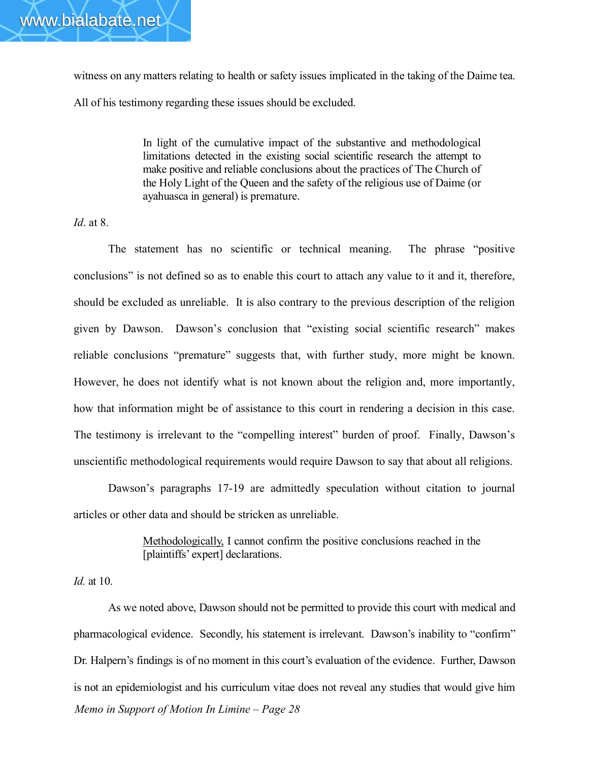witness on any matters relating to health or safety issues implicated in the taking of the Daime tea. All of his testimony regarding these issues should be excluded.

> In light of the cumulative impact of the substantive and methodological limitations detected in the existing social scientific research the attempt to make positive and reliable conclusions about the practices of The Church of the Holy Light of the Queen and the safety of the religious use of Daime (or ayahuasca in general) is premature.

*Id*. at 8.

The statement has no scientific or technical meaning. The phrase "positive conclusions" is not defined so as to enable this court to attach any value to it and it, therefore, should be excluded as unreliable. It is also contrary to the previous description of the religion given by Dawson. Dawson's conclusion that "existing social scientific research" makes reliable conclusions "premature" suggests that, with further study, more might be known. However, he does not identify what is not known about the religion and, more importantly, how that information might be of assistance to this court in rendering a decision in this case. The testimony is irrelevant to the "compelling interest" burden of proof. Finally, Dawson's unscientific methodological requirements would require Dawson to say that about all religions.

Dawson's paragraphs 17-19 are admittedly speculation without citation to journal articles or other data and should be stricken as unreliable.

> <u>Methodologically,</u> I cannot confirm the positive conclusions reached in the [plaintiffs' expert] declarations.

*Id.* at 10.

As we noted above, Dawson should not be permitted to provide this court with medical and pharmacological evidence. Secondly, his statement is irrelevant. Dawson's inability to "confirm" Dr. Halpern's findings is of no moment in this court's evaluation of the evidence. Further, Dawson is not an epidemiologist and his curriculum vitae does not reveal any studies that would give him

*Memo in Support of Motion In Limine – Page 28*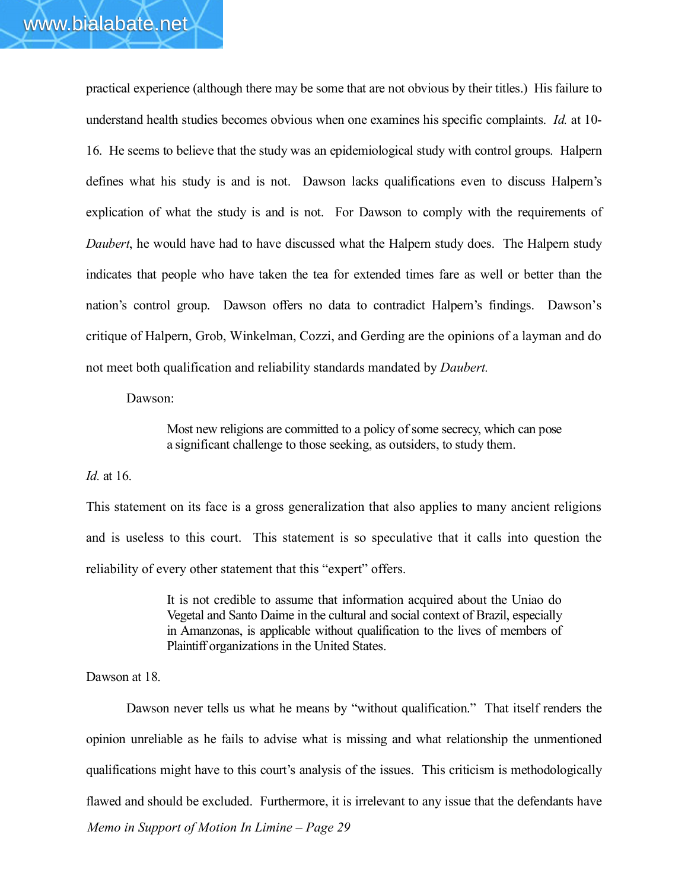practical experience (although there may be some that are not obvious by their titles.) His failure to understand health studies becomes obvious when one examines his specific complaints. *Id.* at 10-16. He seems to believe that the study was an epidemiological study with control groups. Halpern defines what his study is and is not. Dawson lacks qualifications even to discuss Halpern's explication of what the study is and is not. For Dawson to comply with the requirements of *Daubert*, he would have had to have discussed what the Halpern study does. The Halpern study indicates that people who have taken the tea for extended times fare as well or better than the nation's control group. Dawson offers no data to contradict Halpern's findings. Dawson's critique of Halpern, Grob, Winkelman, Cozzi, and Gerding are the opinions of a layman and do not meet both qualification and reliability standards mandated by *Daubert.*

Dawson:

> Most new religions are committed to a policy of some secrecy, which can pose a significant challenge to those seeking, as outsiders, to study them.

*Id.* at 16.

This statement on its face is a gross generalization that also applies to many ancient religions and is useless to this court. This statement is so speculative that it calls into question the reliability of every other statement that this "expert" offers.

> It is not credible to assume that information acquired about the Uniao do Vegetal and Santo Daime in the cultural and social context of Brazil, especially in Amanzonas, is applicable without qualification to the lives of members of Plaintiff organizations in the United States.

Dawson at 18.

Dawson never tells us what he means by "without qualification." That itself renders the opinion unreliable as he fails to advise what is missing and what relationship the unmentioned qualifications might have to this court's analysis of the issues. This criticism is methodologically flawed and should be excluded. Furthermore, it is irrelevant to any issue that the defendants have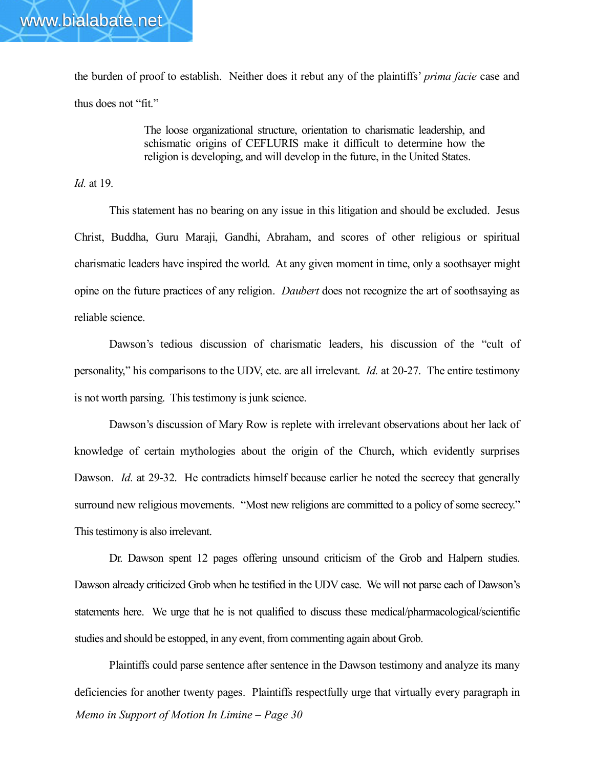the burden of proof to establish. Neither does it rebut any of the plaintiffs' *prima facie* case and thus does not "fit."

> The loose organizational structure, orientation to charismatic leadership, and schismatic origins of CEFLURIS make it difficult to determine how the religion is developing, and will develop in the future, in the United States.

*Id.* at 19.

This statement has no bearing on any issue in this litigation and should be excluded. Jesus Christ, Buddha, Guru Maraji, Gandhi, Abraham, and scores of other religious or spiritual charismatic leaders have inspired the world. At any given moment in time, only a soothsayer might opine on the future practices of any religion. *Daubert* does not recognize the art of soothsaying as reliable science.

Dawson's tedious discussion of charismatic leaders, his discussion of the "cult of personality," his comparisons to the UDV, etc. are all irrelevant. *Id.* at 20-27. The entire testimony is not worth parsing. This testimony is junk science.

Dawson's discussion of Mary Row is replete with irrelevant observations about her lack of knowledge of certain mythologies about the origin of the Church, which evidently surprises Dawson. *Id.* at 29-32. He contradicts himself because earlier he noted the secrecy that generally surround new religious movements. "Most new religions are committed to a policy of some secrecy." This testimony is also irrelevant.

Dr. Dawson spent 12 pages offering unsound criticism of the Grob and Halpern studies. Dawson already criticized Grob when he testified in the UDV case. We will not parse each of Dawson's statements here. We urge that he is not qualified to discuss these medical/pharmacological/scientific studies and should be estopped, in any event, from commenting again about Grob.

Plaintiffs could parse sentence after sentence in the Dawson testimony and analyze its many deficiencies for another twenty pages. Plaintiffs respectfully urge that virtually every paragraph in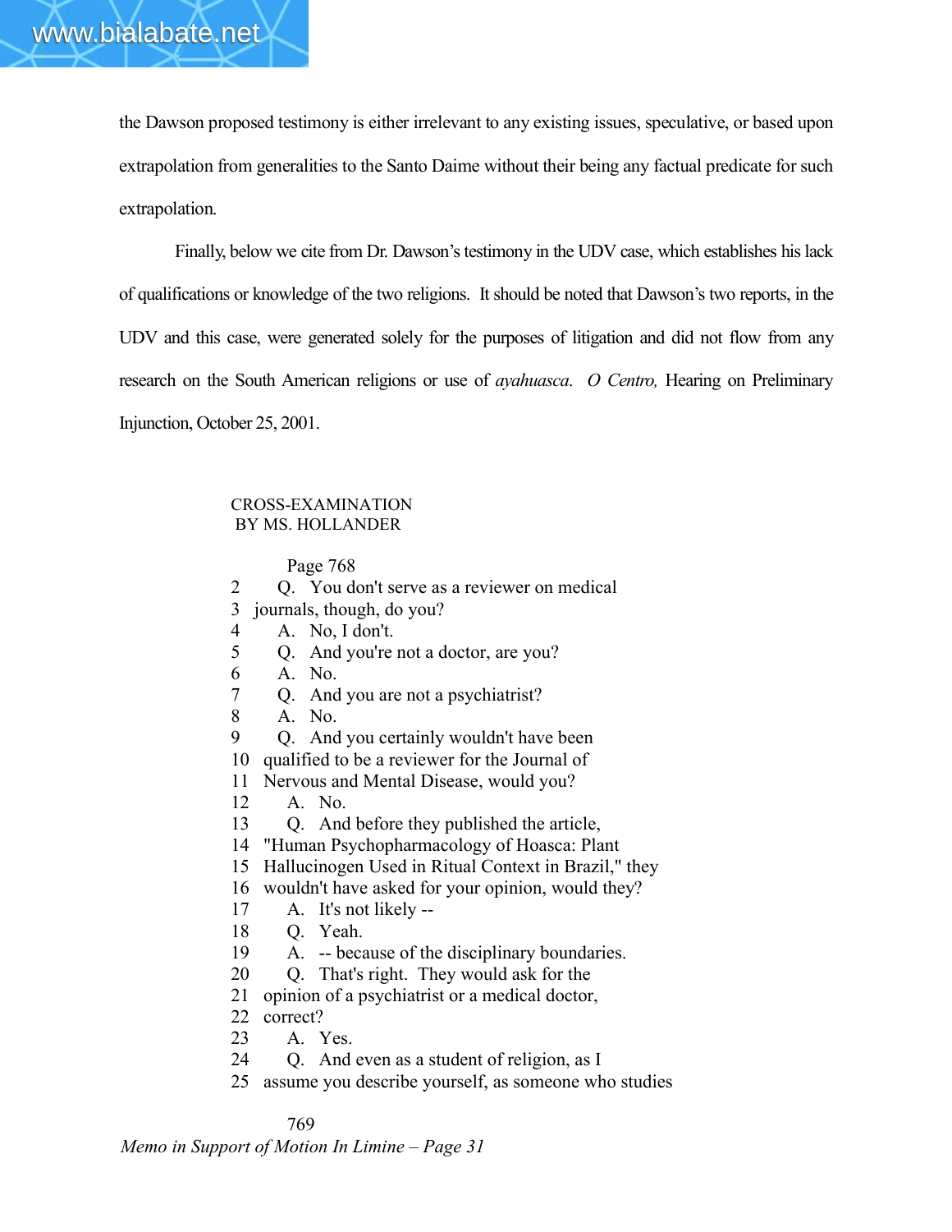the Dawson proposed testimony is either irrelevant to any existing issues, speculative, or based upon extrapolation from generalities to the Santo Daime without their being any factual predicate for such extrapolation.

Finally, below we cite from Dr. Dawson's testimony in the UDV case, which establishes his lack of qualifications or knowledge of the two religions. It should be noted that Dawson's two reports, in the UDV and this case, were generated solely for the purposes of litigation and did not flow from any research on the South American religions or use of *ayahuasca*. *O Centro,* Hearing on Preliminary Injunction, October 25, 2001.

```
CROSS-EXAMINATION
 BY MS. HOLLANDER

        Page 768
2     Q.  You don't serve as a reviewer on medical
3  journals, though, do you?
4     A.  No, I don't.
5     Q.  And you're not a doctor, are you?
6     A.  No.
7     Q.  And you are not a psychiatrist?
8     A.  No.
9     Q.  And you certainly wouldn't have been
10  qualified to be a reviewer for the Journal of
11  Nervous and Mental Disease, would you?
12     A.  No.
13     Q.  And before they published the article,
14  "Human Psychopharmacology of Hoasca: Plant
15  Hallucinogen Used in Ritual Context in Brazil," they
16  wouldn't have asked for your opinion, would they?
17     A.  It's not likely --
18     Q.  Yeah.
19     A.  -- because of the disciplinary boundaries.
20     Q.  That's right.  They would ask for the
21  opinion of a psychiatrist or a medical doctor,
22  correct?
23     A.  Yes.
24     Q.  And even as a student of religion, as I
25  assume you describe yourself, as someone who studies

        769
```

*Memo in Support of Motion In Limine – Page 31*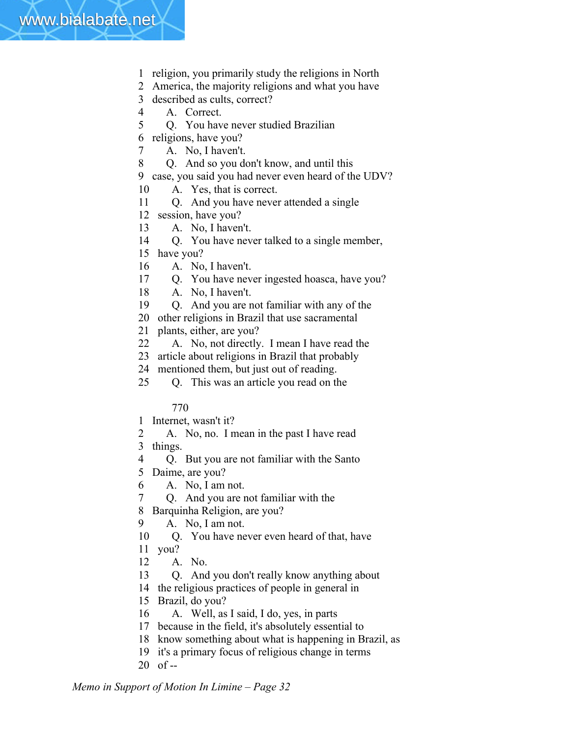1 religion, you primarily study the religions in North
2 America, the majority religions and what you have
3 described as cults, correct?
4 A. Correct.
5 Q. You have never studied Brazilian
6 religions, have you?
7 A. No, I haven't.
8 Q. And so you don't know, and until this
9 case, you said you had never even heard of the UDV?
10 A. Yes, that is correct.
11 Q. And you have never attended a single
12 session, have you?
13 A. No, I haven't.
14 Q. You have never talked to a single member,
15 have you?
16 A. No, I haven't.
17 Q. You have never ingested hoasca, have you?
18 A. No, I haven't.
19 Q. And you are not familiar with any of the
20 other religions in Brazil that use sacramental
21 plants, either, are you?
22 A. No, not directly. I mean I have read the
23 article about religions in Brazil that probably
24 mentioned them, but just out of reading.
25 Q. This was an article you read on the

770

1 Internet, wasn't it?
2 A. No, no. I mean in the past I have read
3 things.
4 Q. But you are not familiar with the Santo
5 Daime, are you?
6 A. No, I am not.
7 Q. And you are not familiar with the
8 Barquinha Religion, are you?
9 A. No, I am not.
10 Q. You have never even heard of that, have
11 you?
12 A. No.
13 Q. And you don't really know anything about
14 the religious practices of people in general in
15 Brazil, do you?
16 A. Well, as I said, I do, yes, in parts
17 because in the field, it's absolutely essential to
18 know something about what is happening in Brazil, as
19 it's a primary focus of religious change in terms
20 of --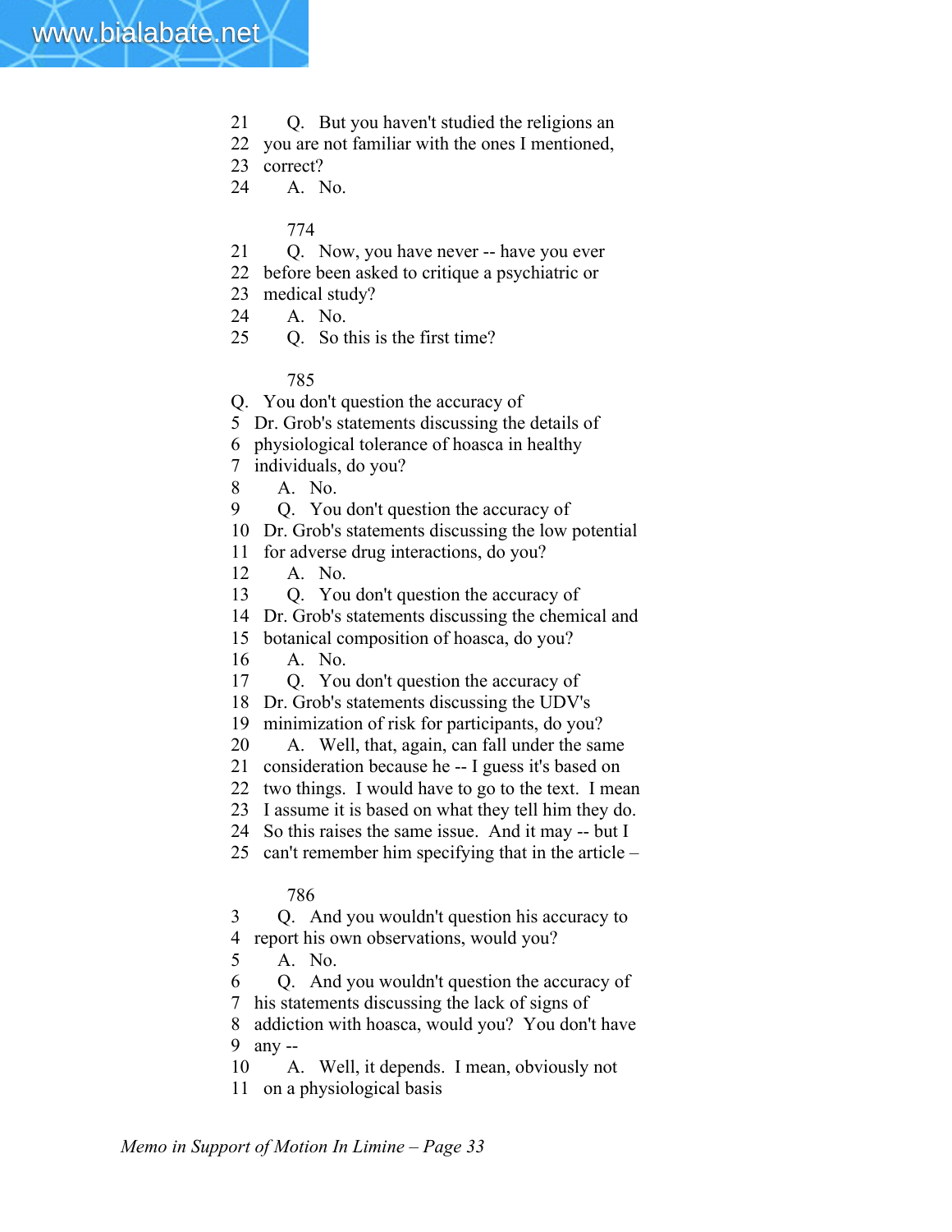21 Q. But you haven't studied the religions an
22 you are not familiar with the ones I mentioned,
23 correct?
24 A. No.

774

21 Q. Now, you have never -- have you ever
22 before been asked to critique a psychiatric or
23 medical study?
24 A. No.
25 Q. So this is the first time?

785

Q. You don't question the accuracy of
5 Dr. Grob's statements discussing the details of
6 physiological tolerance of hoasca in healthy
7 individuals, do you?
8 A. No.
9 Q. You don't question the accuracy of
10 Dr. Grob's statements discussing the low potential
11 for adverse drug interactions, do you?
12 A. No.
13 Q. You don't question the accuracy of
14 Dr. Grob's statements discussing the chemical and
15 botanical composition of hoasca, do you?
16 A. No.
17 Q. You don't question the accuracy of
18 Dr. Grob's statements discussing the UDV's
19 minimization of risk for participants, do you?
20 A. Well, that, again, can fall under the same
21 consideration because he -- I guess it's based on
22 two things. I would have to go to the text. I mean
23 I assume it is based on what they tell him they do.
24 So this raises the same issue. And it may -- but I
25 can't remember him specifying that in the article –

786

3 Q. And you wouldn't question his accuracy to
4 report his own observations, would you?
5 A. No.
6 Q. And you wouldn't question the accuracy of
7 his statements discussing the lack of signs of
8 addiction with hoasca, would you? You don't have
9 any --
10 A. Well, it depends. I mean, obviously not
11 on a physiological basis

*Memo in Support of Motion In Limine – Page 33*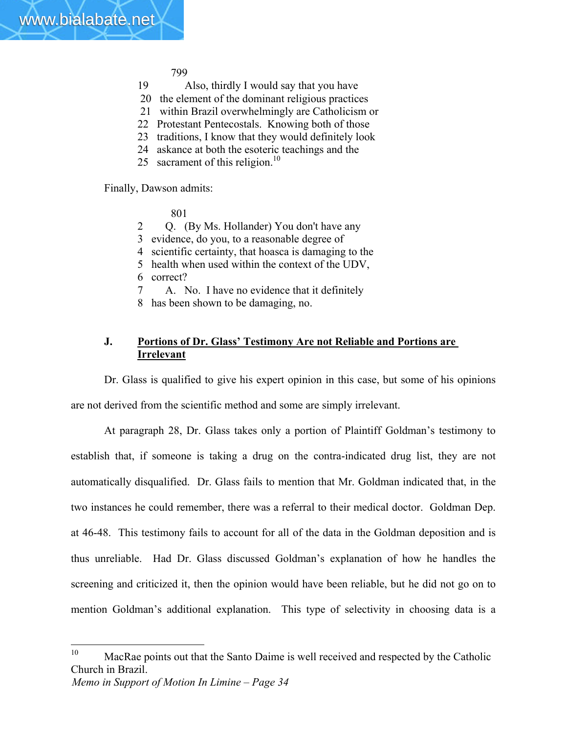799

19 Also, thirdly I would say that you have
20 the element of the dominant religious practices
21 within Brazil overwhelmingly are Catholicism or
22 Protestant Pentecostals. Knowing both of those
23 traditions, I know that they would definitely look
24 askance at both the esoteric teachings and the
25 sacrament of this religion.[10]

Finally, Dawson admits:

801

2 Q. (By Ms. Hollander) You don't have any
3 evidence, do you, to a reasonable degree of
4 scientific certainty, that hoasca is damaging to the
5 health when used within the context of the UDV,
6 correct?
7 A. No. I have no evidence that it definitely
8 has been shown to be damaging, no.

## J. Portions of Dr. Glass' Testimony Are not Reliable and Portions are Irrelevant

Dr. Glass is qualified to give his expert opinion in this case, but some of his opinions are not derived from the scientific method and some are simply irrelevant.

At paragraph 28, Dr. Glass takes only a portion of Plaintiff Goldman's testimony to establish that, if someone is taking a drug on the contra-indicated drug list, they are not automatically disqualified. Dr. Glass fails to mention that Mr. Goldman indicated that, in the two instances he could remember, there was a referral to their medical doctor. Goldman Dep. at 46-48. This testimony fails to account for all of the data in the Goldman deposition and is thus unreliable. Had Dr. Glass discussed Goldman's explanation of how he handles the screening and criticized it, then the opinion would have been reliable, but he did not go on to mention Goldman's additional explanation. This type of selectivity in choosing data is a

[10] MacRae points out that the Santo Daime is well received and respected by the Catholic Church in Brazil.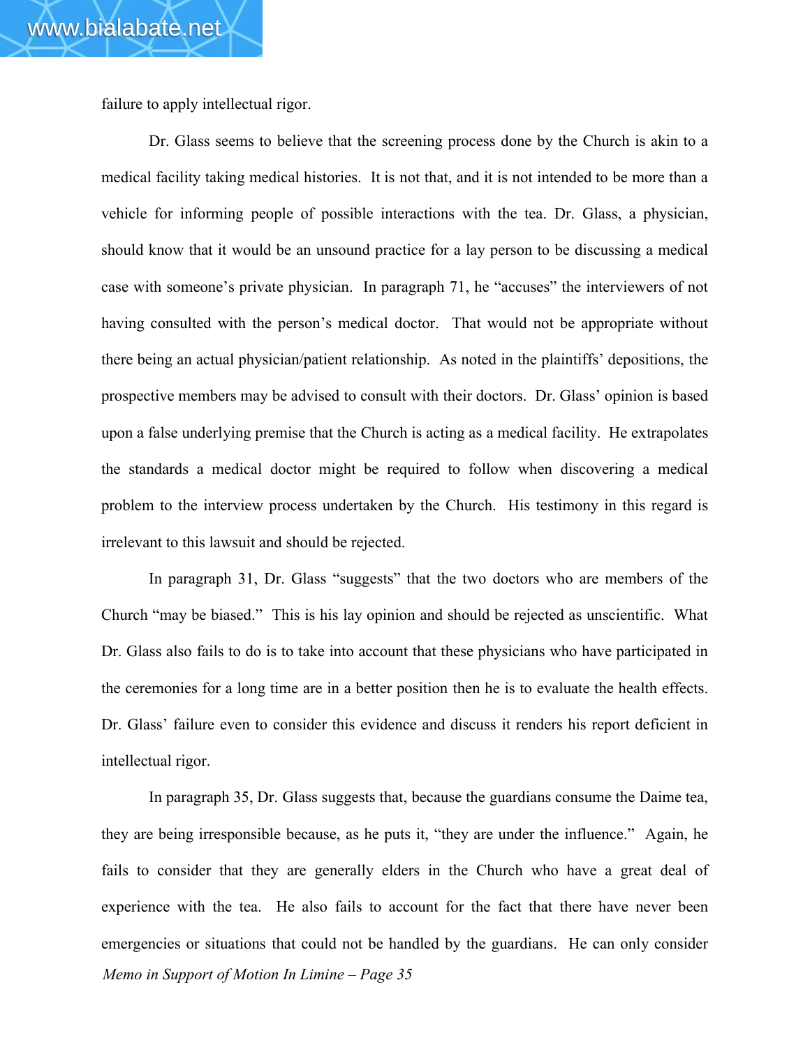failure to apply intellectual rigor.

Dr. Glass seems to believe that the screening process done by the Church is akin to a medical facility taking medical histories. It is not that, and it is not intended to be more than a vehicle for informing people of possible interactions with the tea. Dr. Glass, a physician, should know that it would be an unsound practice for a lay person to be discussing a medical case with someone's private physician. In paragraph 71, he "accuses" the interviewers of not having consulted with the person's medical doctor. That would not be appropriate without there being an actual physician/patient relationship. As noted in the plaintiffs' depositions, the prospective members may be advised to consult with their doctors. Dr. Glass' opinion is based upon a false underlying premise that the Church is acting as a medical facility. He extrapolates the standards a medical doctor might be required to follow when discovering a medical problem to the interview process undertaken by the Church. His testimony in this regard is irrelevant to this lawsuit and should be rejected.

In paragraph 31, Dr. Glass "suggests" that the two doctors who are members of the Church "may be biased." This is his lay opinion and should be rejected as unscientific. What Dr. Glass also fails to do is to take into account that these physicians who have participated in the ceremonies for a long time are in a better position then he is to evaluate the health effects. Dr. Glass' failure even to consider this evidence and discuss it renders his report deficient in intellectual rigor.

In paragraph 35, Dr. Glass suggests that, because the guardians consume the Daime tea, they are being irresponsible because, as he puts it, "they are under the influence." Again, he fails to consider that they are generally elders in the Church who have a great deal of experience with the tea. He also fails to account for the fact that there have never been emergencies or situations that could not be handled by the guardians. He can only consider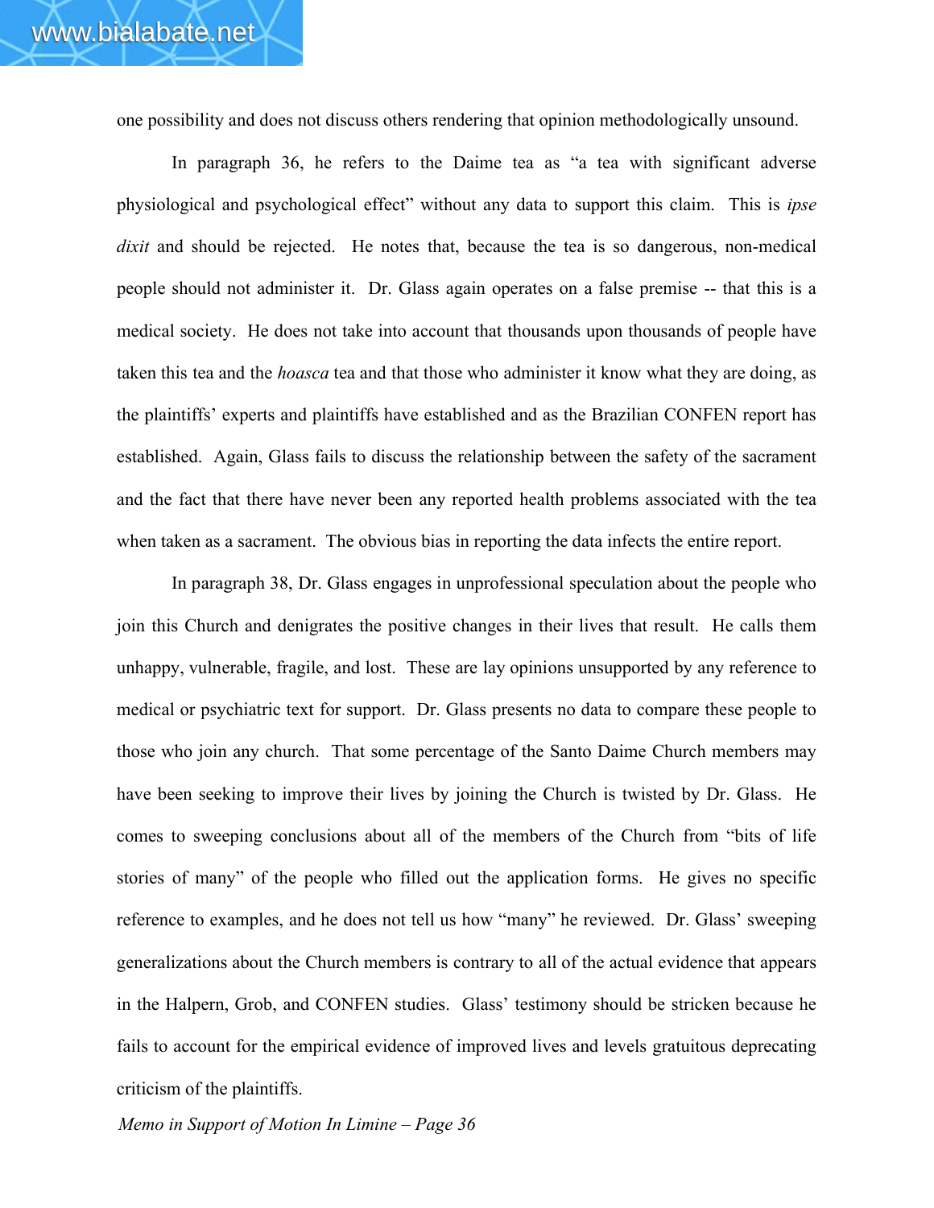one possibility and does not discuss others rendering that opinion methodologically unsound.

In paragraph 36, he refers to the Daime tea as "a tea with significant adverse physiological and psychological effect" without any data to support this claim. This is *ipse dixit* and should be rejected. He notes that, because the tea is so dangerous, non-medical people should not administer it. Dr. Glass again operates on a false premise -- that this is a medical society. He does not take into account that thousands upon thousands of people have taken this tea and the *hoasca* tea and that those who administer it know what they are doing, as the plaintiffs' experts and plaintiffs have established and as the Brazilian CONFEN report has established. Again, Glass fails to discuss the relationship between the safety of the sacrament and the fact that there have never been any reported health problems associated with the tea when taken as a sacrament. The obvious bias in reporting the data infects the entire report.

In paragraph 38, Dr. Glass engages in unprofessional speculation about the people who join this Church and denigrates the positive changes in their lives that result. He calls them unhappy, vulnerable, fragile, and lost. These are lay opinions unsupported by any reference to medical or psychiatric text for support. Dr. Glass presents no data to compare these people to those who join any church. That some percentage of the Santo Daime Church members may have been seeking to improve their lives by joining the Church is twisted by Dr. Glass. He comes to sweeping conclusions about all of the members of the Church from "bits of life stories of many" of the people who filled out the application forms. He gives no specific reference to examples, and he does not tell us how "many" he reviewed. Dr. Glass' sweeping generalizations about the Church members is contrary to all of the actual evidence that appears in the Halpern, Grob, and CONFEN studies. Glass' testimony should be stricken because he fails to account for the empirical evidence of improved lives and levels gratuitous deprecating criticism of the plaintiffs.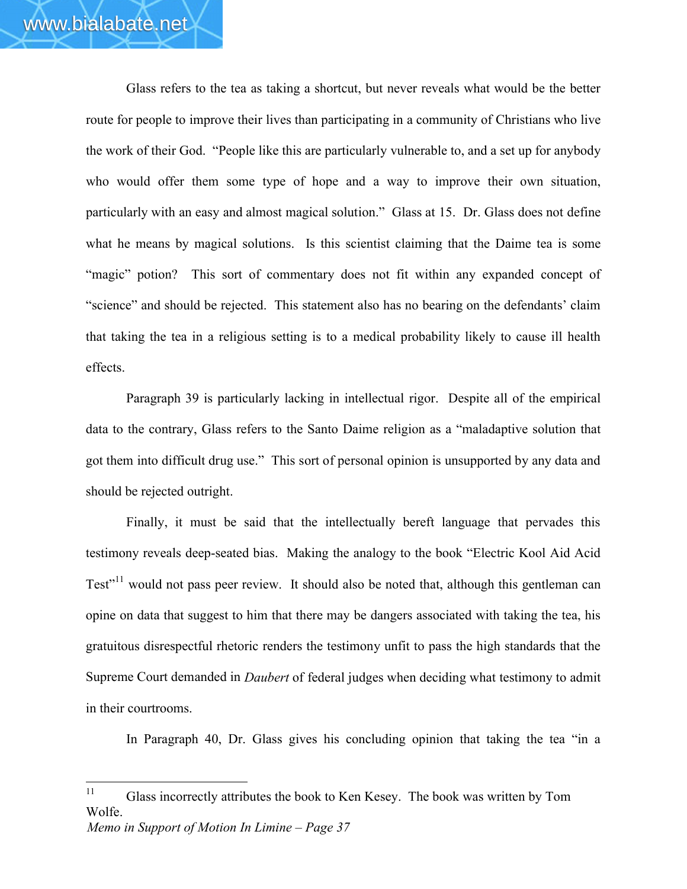Glass refers to the tea as taking a shortcut, but never reveals what would be the better route for people to improve their lives than participating in a community of Christians who live the work of their God. "People like this are particularly vulnerable to, and a set up for anybody who would offer them some type of hope and a way to improve their own situation, particularly with an easy and almost magical solution." Glass at 15. Dr. Glass does not define what he means by magical solutions. Is this scientist claiming that the Daime tea is some "magic" potion? This sort of commentary does not fit within any expanded concept of "science" and should be rejected. This statement also has no bearing on the defendants' claim that taking the tea in a religious setting is to a medical probability likely to cause ill health effects.

Paragraph 39 is particularly lacking in intellectual rigor. Despite all of the empirical data to the contrary, Glass refers to the Santo Daime religion as a "maladaptive solution that got them into difficult drug use." This sort of personal opinion is unsupported by any data and should be rejected outright.

Finally, it must be said that the intellectually bereft language that pervades this testimony reveals deep-seated bias. Making the analogy to the book "Electric Kool Aid Acid Test"[11] would not pass peer review. It should also be noted that, although this gentleman can opine on data that suggest to him that there may be dangers associated with taking the tea, his gratuitous disrespectful rhetoric renders the testimony unfit to pass the high standards that the Supreme Court demanded in *Daubert* of federal judges when deciding what testimony to admit in their courtrooms.

In Paragraph 40, Dr. Glass gives his concluding opinion that taking the tea "in a

---

[11] Glass incorrectly attributes the book to Ken Kesey. The book was written by Tom Wolfe.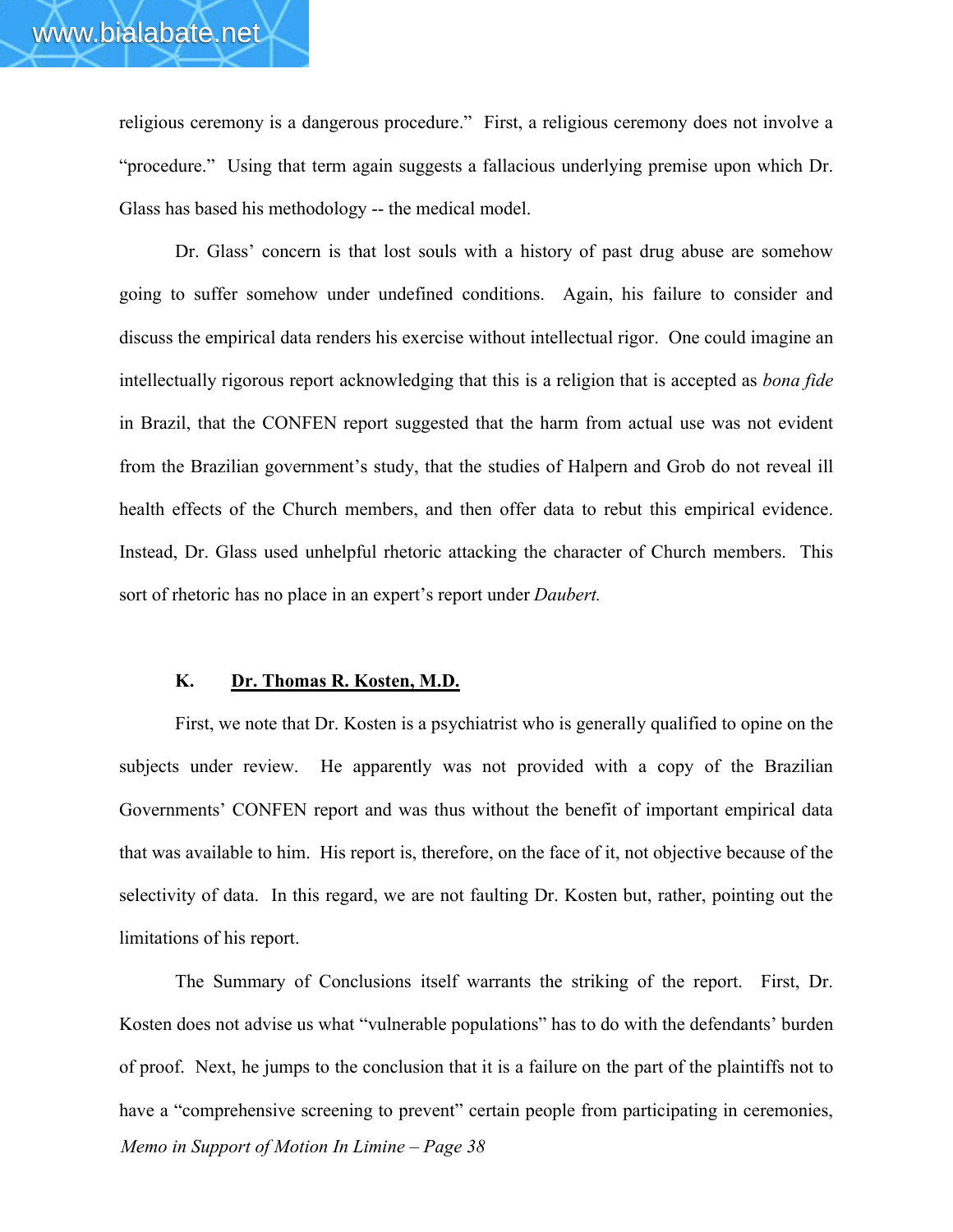religious ceremony is a dangerous procedure." First, a religious ceremony does not involve a "procedure." Using that term again suggests a fallacious underlying premise upon which Dr. Glass has based his methodology -- the medical model.

Dr. Glass' concern is that lost souls with a history of past drug abuse are somehow going to suffer somehow under undefined conditions. Again, his failure to consider and discuss the empirical data renders his exercise without intellectual rigor. One could imagine an intellectually rigorous report acknowledging that this is a religion that is accepted as *bona fide* in Brazil, that the CONFEN report suggested that the harm from actual use was not evident from the Brazilian government's study, that the studies of Halpern and Grob do not reveal ill health effects of the Church members, and then offer data to rebut this empirical evidence. Instead, Dr. Glass used unhelpful rhetoric attacking the character of Church members. This sort of rhetoric has no place in an expert's report under *Daubert.*

### K. <u>Dr. Thomas R. Kosten, M.D.</u>

First, we note that Dr. Kosten is a psychiatrist who is generally qualified to opine on the subjects under review. He apparently was not provided with a copy of the Brazilian Governments' CONFEN report and was thus without the benefit of important empirical data that was available to him. His report is, therefore, on the face of it, not objective because of the selectivity of data. In this regard, we are not faulting Dr. Kosten but, rather, pointing out the limitations of his report.

The Summary of Conclusions itself warrants the striking of the report. First, Dr. Kosten does not advise us what "vulnerable populations" has to do with the defendants' burden of proof. Next, he jumps to the conclusion that it is a failure on the part of the plaintiffs not to have a "comprehensive screening to prevent" certain people from participating in ceremonies,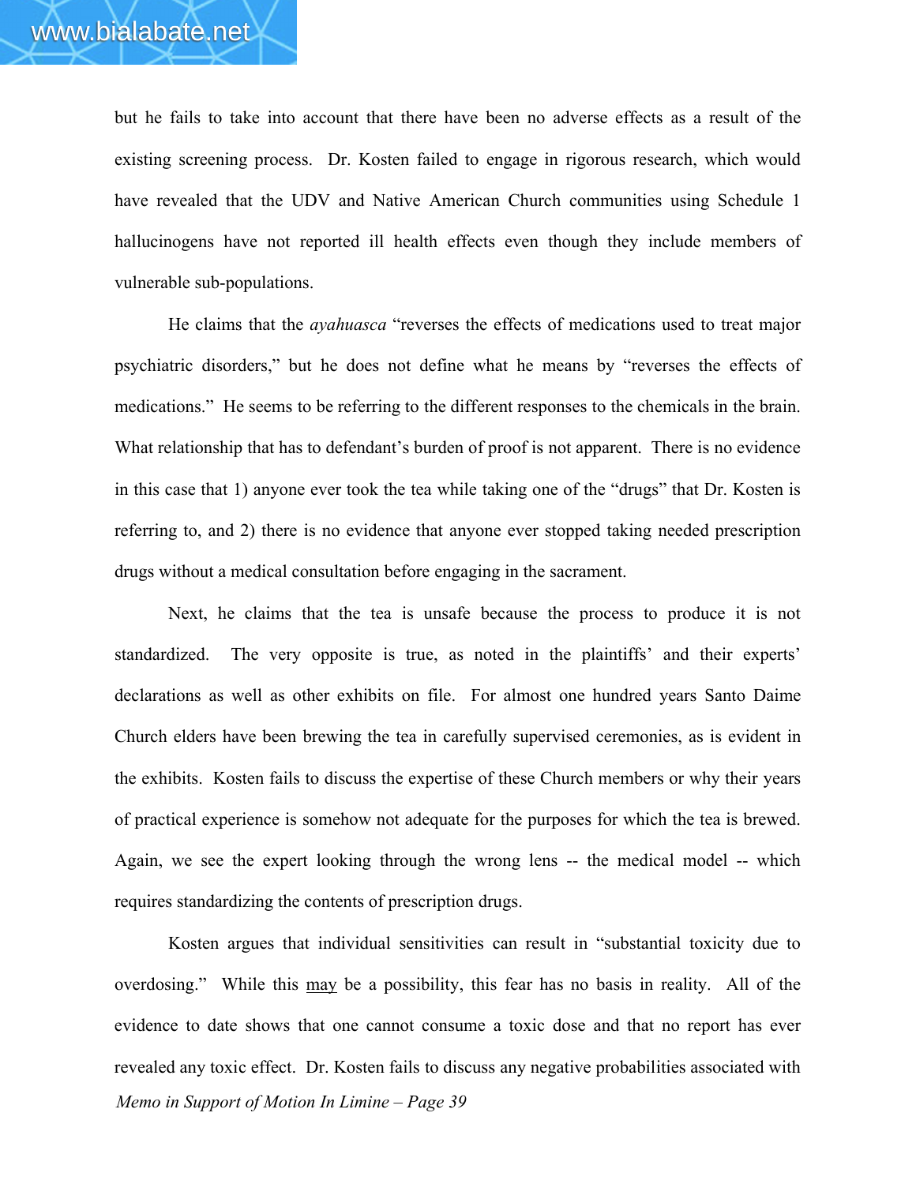but he fails to take into account that there have been no adverse effects as a result of the existing screening process. Dr. Kosten failed to engage in rigorous research, which would have revealed that the UDV and Native American Church communities using Schedule 1 hallucinogens have not reported ill health effects even though they include members of vulnerable sub-populations.

He claims that the *ayahuasca* "reverses the effects of medications used to treat major psychiatric disorders," but he does not define what he means by "reverses the effects of medications." He seems to be referring to the different responses to the chemicals in the brain. What relationship that has to defendant's burden of proof is not apparent. There is no evidence in this case that 1) anyone ever took the tea while taking one of the "drugs" that Dr. Kosten is referring to, and 2) there is no evidence that anyone ever stopped taking needed prescription drugs without a medical consultation before engaging in the sacrament.

Next, he claims that the tea is unsafe because the process to produce it is not standardized. The very opposite is true, as noted in the plaintiffs' and their experts' declarations as well as other exhibits on file. For almost one hundred years Santo Daime Church elders have been brewing the tea in carefully supervised ceremonies, as is evident in the exhibits. Kosten fails to discuss the expertise of these Church members or why their years of practical experience is somehow not adequate for the purposes for which the tea is brewed. Again, we see the expert looking through the wrong lens -- the medical model -- which requires standardizing the contents of prescription drugs.

Kosten argues that individual sensitivities can result in "substantial toxicity due to overdosing." While this <u>may</u> be a possibility, this fear has no basis in reality. All of the evidence to date shows that one cannot consume a toxic dose and that no report has ever revealed any toxic effect. Dr. Kosten fails to discuss any negative probabilities associated with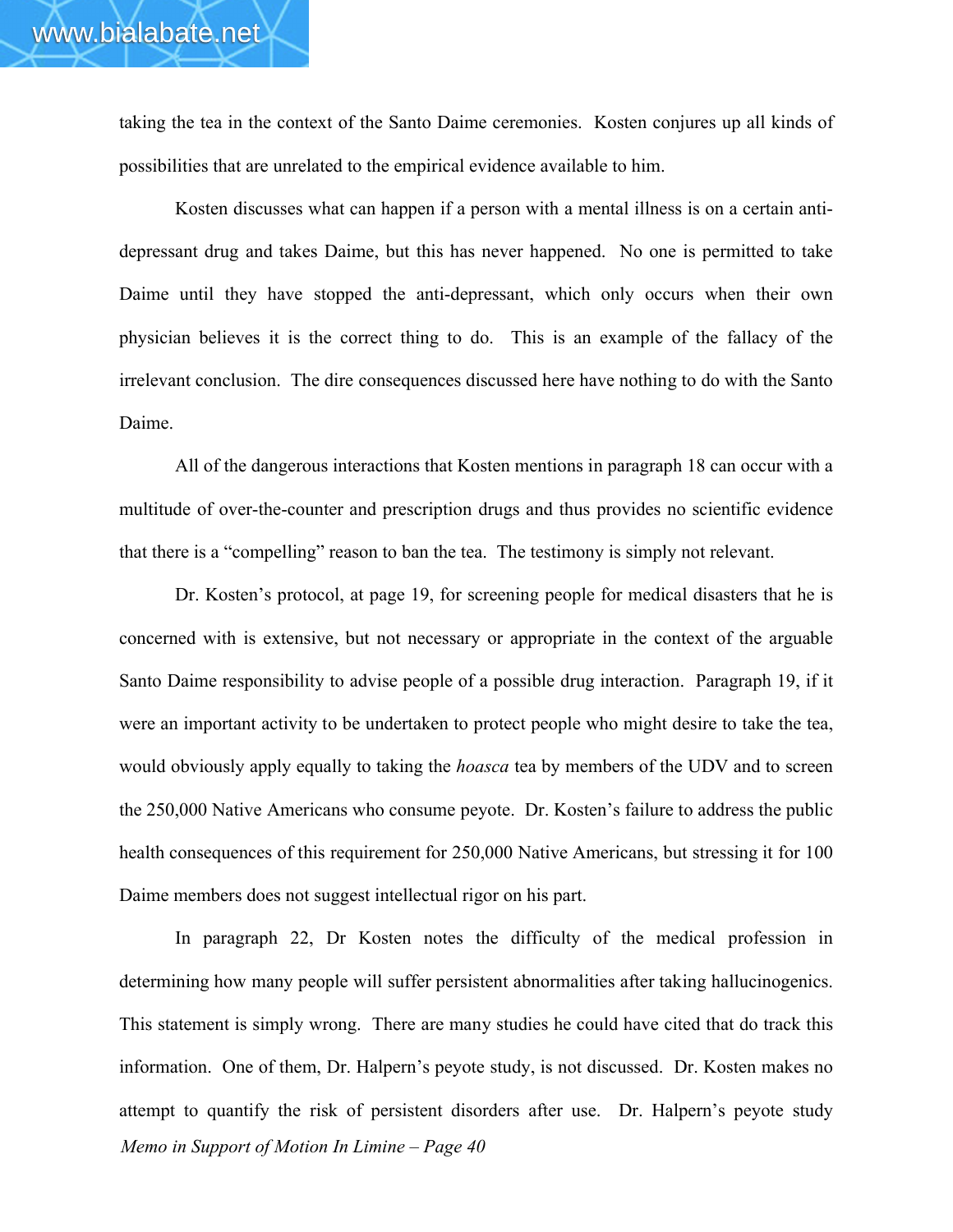taking the tea in the context of the Santo Daime ceremonies. Kosten conjures up all kinds of possibilities that are unrelated to the empirical evidence available to him.

Kosten discusses what can happen if a person with a mental illness is on a certain anti-depressant drug and takes Daime, but this has never happened. No one is permitted to take Daime until they have stopped the anti-depressant, which only occurs when their own physician believes it is the correct thing to do. This is an example of the fallacy of the irrelevant conclusion. The dire consequences discussed here have nothing to do with the Santo Daime.

All of the dangerous interactions that Kosten mentions in paragraph 18 can occur with a multitude of over-the-counter and prescription drugs and thus provides no scientific evidence that there is a "compelling" reason to ban the tea. The testimony is simply not relevant.

Dr. Kosten's protocol, at page 19, for screening people for medical disasters that he is concerned with is extensive, but not necessary or appropriate in the context of the arguable Santo Daime responsibility to advise people of a possible drug interaction. Paragraph 19, if it were an important activity to be undertaken to protect people who might desire to take the tea, would obviously apply equally to taking the *hoasca* tea by members of the UDV and to screen the 250,000 Native Americans who consume peyote. Dr. Kosten's failure to address the public health consequences of this requirement for 250,000 Native Americans, but stressing it for 100 Daime members does not suggest intellectual rigor on his part.

In paragraph 22, Dr Kosten notes the difficulty of the medical profession in determining how many people will suffer persistent abnormalities after taking hallucinogenics. This statement is simply wrong. There are many studies he could have cited that do track this information. One of them, Dr. Halpern's peyote study, is not discussed. Dr. Kosten makes no attempt to quantify the risk of persistent disorders after use. Dr. Halpern's peyote study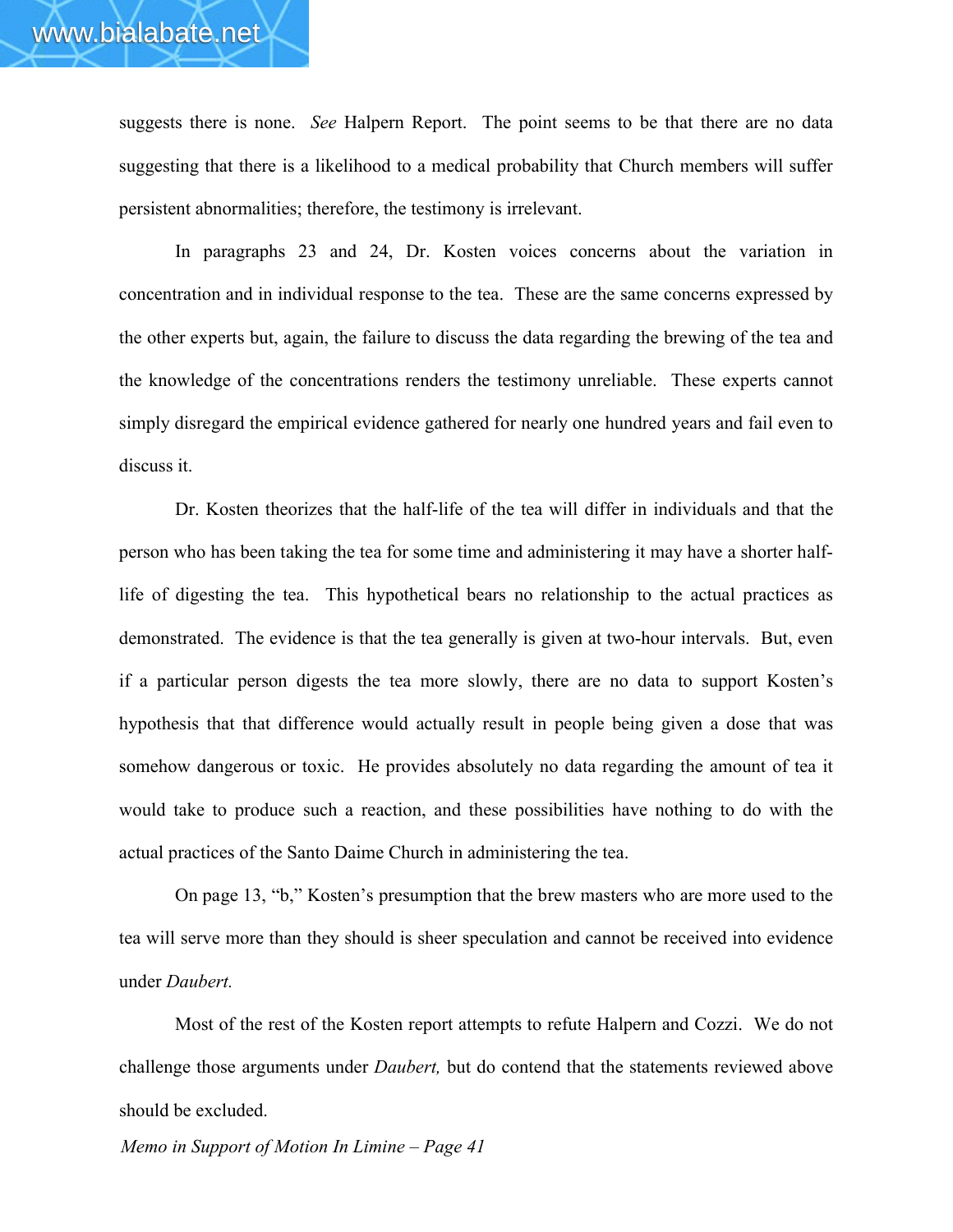suggests there is none. *See* Halpern Report. The point seems to be that there are no data suggesting that there is a likelihood to a medical probability that Church members will suffer persistent abnormalities; therefore, the testimony is irrelevant.

In paragraphs 23 and 24, Dr. Kosten voices concerns about the variation in concentration and in individual response to the tea. These are the same concerns expressed by the other experts but, again, the failure to discuss the data regarding the brewing of the tea and the knowledge of the concentrations renders the testimony unreliable. These experts cannot simply disregard the empirical evidence gathered for nearly one hundred years and fail even to discuss it.

Dr. Kosten theorizes that the half-life of the tea will differ in individuals and that the person who has been taking the tea for some time and administering it may have a shorter half-life of digesting the tea. This hypothetical bears no relationship to the actual practices as demonstrated. The evidence is that the tea generally is given at two-hour intervals. But, even if a particular person digests the tea more slowly, there are no data to support Kosten's hypothesis that that difference would actually result in people being given a dose that was somehow dangerous or toxic. He provides absolutely no data regarding the amount of tea it would take to produce such a reaction, and these possibilities have nothing to do with the actual practices of the Santo Daime Church in administering the tea.

On page 13, "b," Kosten's presumption that the brew masters who are more used to the tea will serve more than they should is sheer speculation and cannot be received into evidence under *Daubert.*

Most of the rest of the Kosten report attempts to refute Halpern and Cozzi. We do not challenge those arguments under *Daubert,* but do contend that the statements reviewed above should be excluded.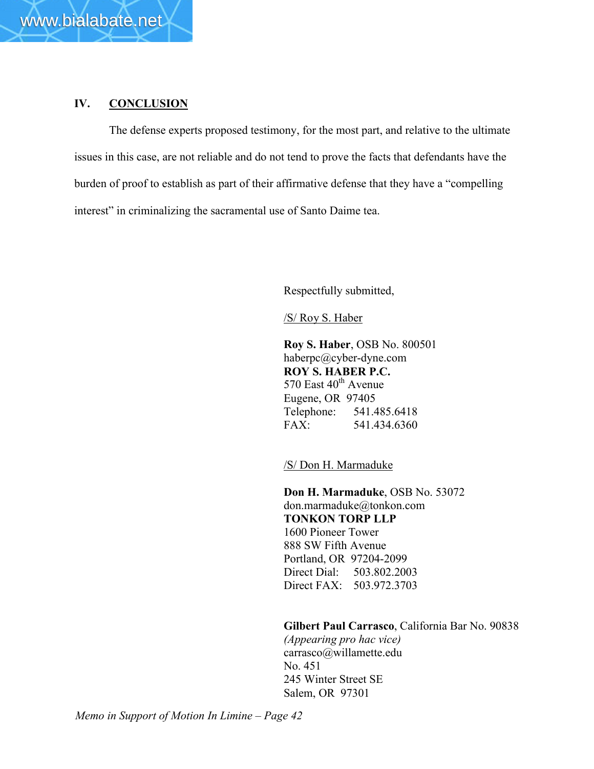## IV. CONCLUSION

The defense experts proposed testimony, for the most part, and relative to the ultimate issues in this case, are not reliable and do not tend to prove the facts that defendants have the burden of proof to establish as part of their affirmative defense that they have a "compelling interest" in criminalizing the sacramental use of Santo Daime tea.

Respectfully submitted,

/S/ Roy S. Haber

**Roy S. Haber**, OSB No. 800501
haberpc@cyber-dyne.com
**ROY S. HABER P.C.**
570 East 40th Avenue
Eugene, OR 97405
Telephone: 541.485.6418
FAX: 541.434.6360

/S/ Don H. Marmaduke

**Don H. Marmaduke**, OSB No. 53072
don.marmaduke@tonkon.com
**TONKON TORP LLP**
1600 Pioneer Tower
888 SW Fifth Avenue
Portland, OR 97204-2099
Direct Dial: 503.802.2003
Direct FAX: 503.972.3703

**Gilbert Paul Carrasco**, California Bar No. 90838
*(Appearing pro hac vice)*
carrasco@willamette.edu
No. 451
245 Winter Street SE
Salem, OR 97301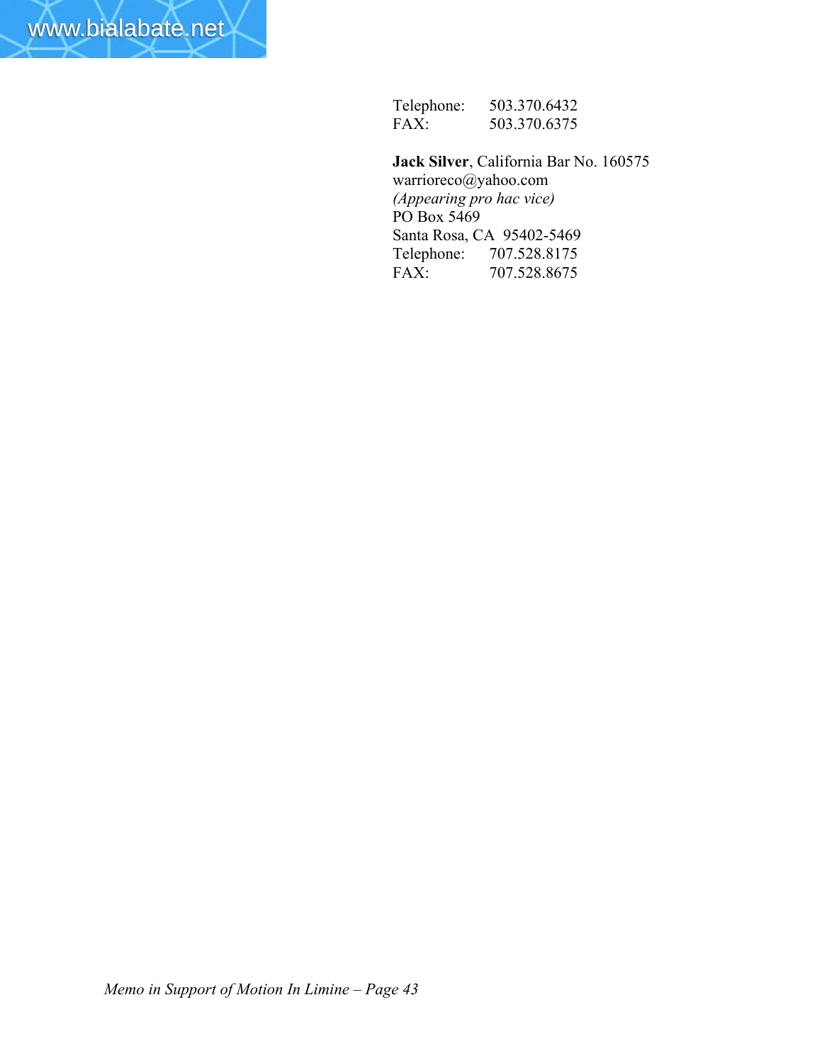Telephone: 503.370.6432
FAX: 503.370.6375

**Jack Silver**, California Bar No. 160575
warrioreco@yahoo.com
*(Appearing pro hac vice)*
PO Box 5469
Santa Rosa, CA 95402-5469
Telephone: 707.528.8175
FAX: 707.528.8675